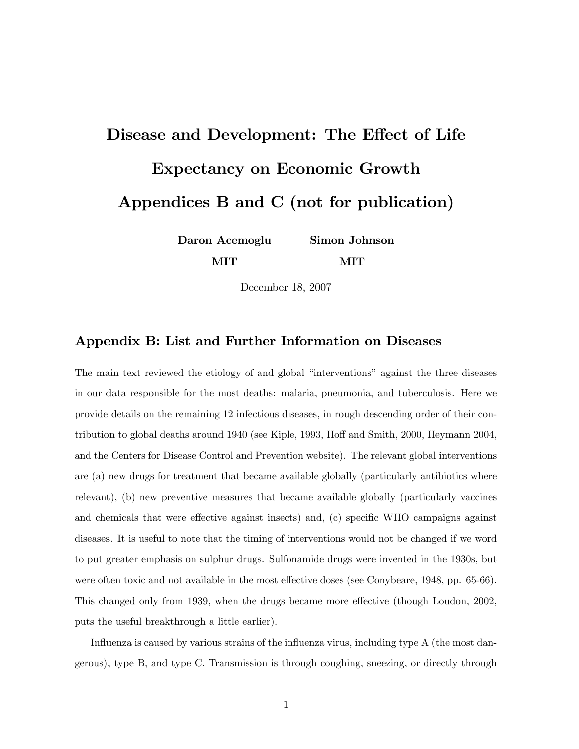# Disease and Development: The Effect of Life Expectancy on Economic Growth Appendices B and C (not for publication)

**Daron Acemoglu** — **MIT**

**Simon Johnson** — **MIT**

December 18, 2007

## Appendix B: List and Further Information on Diseases

The main text reviewed the etiology of and global "interventions" against the three diseases in our data responsible for the most deaths: malaria, pneumonia, and tuberculosis. Here we provide details on the remaining 12 infectious diseases, in rough descending order of their contribution to global deaths around 1940 (see Kiple, 1993, Hoff and Smith, 2000, Heymann 2004, and the Centers for Disease Control and Prevention website). The relevant global interventions are (a) new drugs for treatment that became available globally (particularly antibiotics where relevant), (b) new preventive measures that became available globally (particularly vaccines and chemicals that were effective against insects) and, (c) specific WHO campaigns against diseases. It is useful to note that the timing of interventions would not be changed if we word to put greater emphasis on sulphur drugs. Sulfonamide drugs were invented in the 1930s, but were often toxic and not available in the most effective doses (see Conybeare, 1948, pp. 65-66). This changed only from 1939, when the drugs became more effective (though Loudon, 2002, puts the useful breakthrough a little earlier).

Influenza is caused by various strains of the influenza virus, including type A (the most dangerous), type B, and type C. Transmission is through coughing, sneezing, or directly through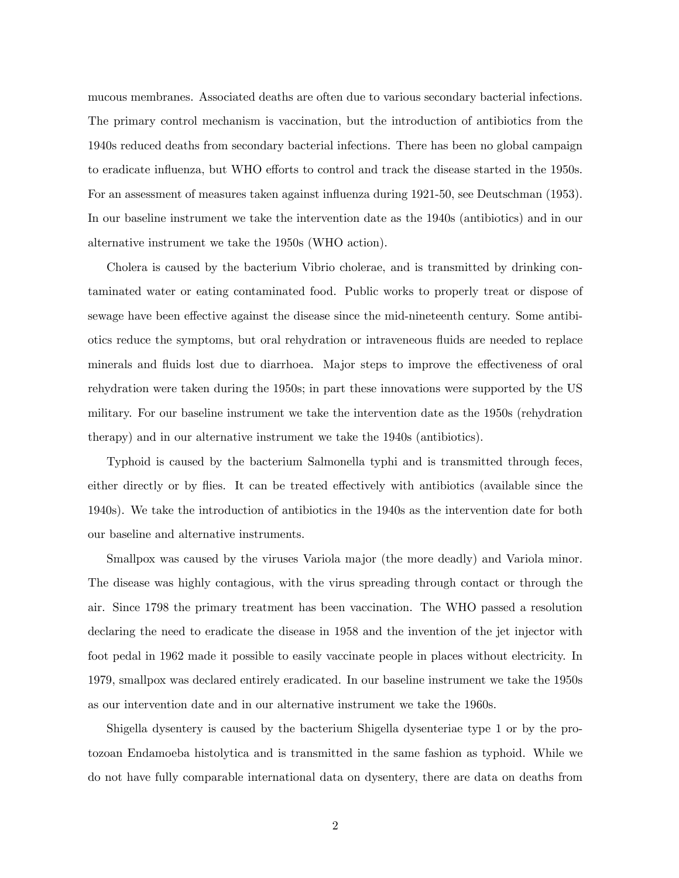mucous membranes. Associated deaths are often due to various secondary bacterial infections. The primary control mechanism is vaccination, but the introduction of antibiotics from the 1940s reduced deaths from secondary bacterial infections. There has been no global campaign to eradicate influenza, but WHO efforts to control and track the disease started in the 1950s. For an assessment of measures taken against influenza during 1921-50, see Deutschman (1953). In our baseline instrument we take the intervention date as the 1940s (antibiotics) and in our alternative instrument we take the 1950s (WHO action).

Cholera is caused by the bacterium Vibrio cholerae, and is transmitted by drinking contaminated water or eating contaminated food. Public works to properly treat or dispose of sewage have been effective against the disease since the mid-nineteenth century. Some antibiotics reduce the symptoms, but oral rehydration or intraveneous fluids are needed to replace minerals and fluids lost due to diarrhoea. Major steps to improve the effectiveness of oral rehydration were taken during the 1950s; in part these innovations were supported by the US military. For our baseline instrument we take the intervention date as the 1950s (rehydration therapy) and in our alternative instrument we take the 1940s (antibiotics).

Typhoid is caused by the bacterium Salmonella typhi and is transmitted through feces, either directly or by flies. It can be treated effectively with antibiotics (available since the 1940s). We take the introduction of antibiotics in the 1940s as the intervention date for both our baseline and alternative instruments.

Smallpox was caused by the viruses Variola major (the more deadly) and Variola minor. The disease was highly contagious, with the virus spreading through contact or through the air. Since 1798 the primary treatment has been vaccination. The WHO passed a resolution declaring the need to eradicate the disease in 1958 and the invention of the jet injector with foot pedal in 1962 made it possible to easily vaccinate people in places without electricity. In 1979, smallpox was declared entirely eradicated. In our baseline instrument we take the 1950s as our intervention date and in our alternative instrument we take the 1960s.

Shigella dysentery is caused by the bacterium Shigella dysenteriae type 1 or by the protozoan Endamoeba histolytica and is transmitted in the same fashion as typhoid. While we do not have fully comparable international data on dysentery, there are data on deaths from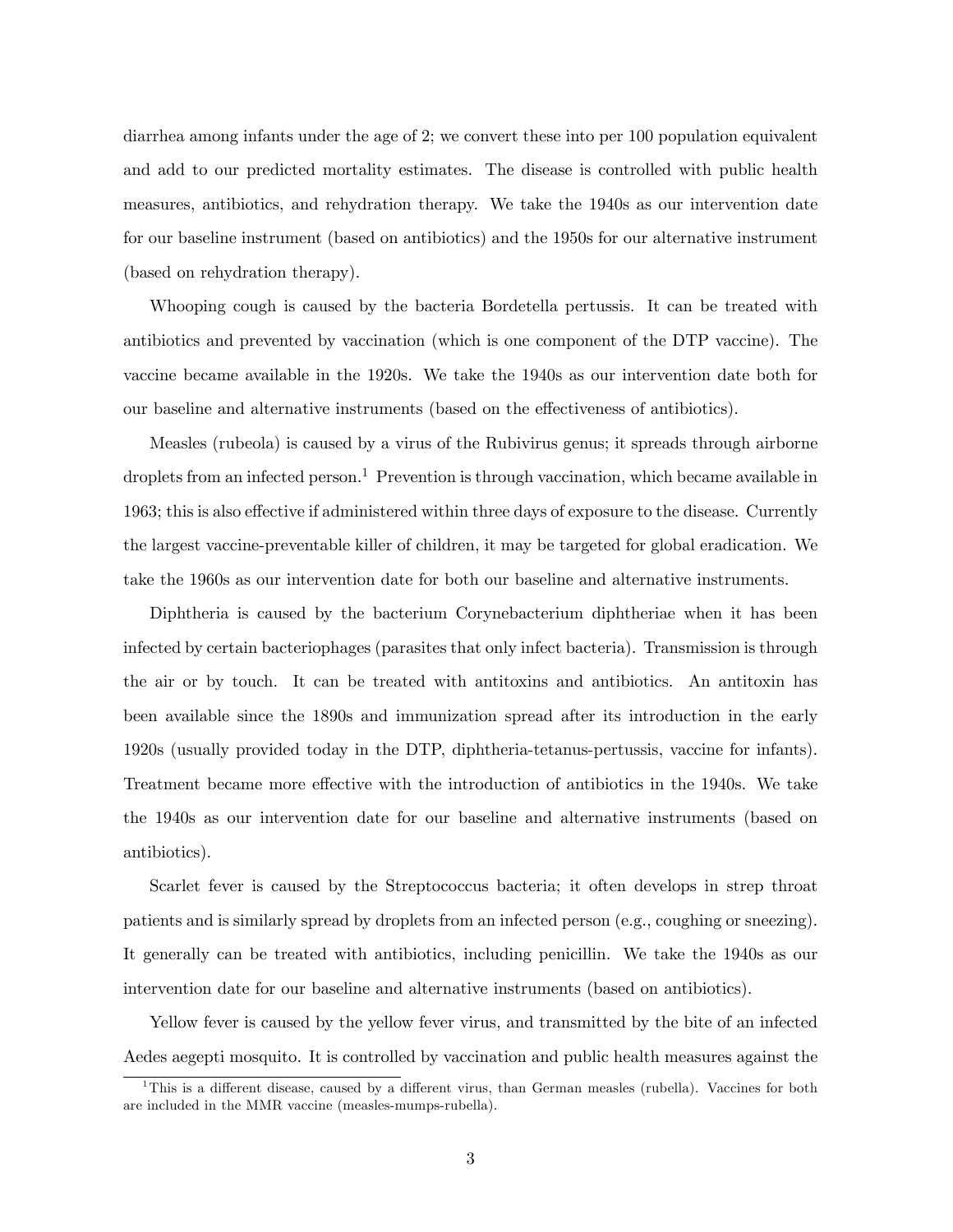diarrhea among infants under the age of 2; we convert these into per 100 population equivalent and add to our predicted mortality estimates. The disease is controlled with public health measures, antibiotics, and rehydration therapy. We take the 1940s as our intervention date for our baseline instrument (based on antibiotics) and the 1950s for our alternative instrument (based on rehydration therapy).

Whooping cough is caused by the bacteria Bordetella pertussis. It can be treated with antibiotics and prevented by vaccination (which is one component of the DTP vaccine). The vaccine became available in the 1920s. We take the 1940s as our intervention date both for our baseline and alternative instruments (based on the effectiveness of antibiotics).

Measles (rubeola) is caused by a virus of the Rubivirus genus; it spreads through airborne droplets from an infected person.[1] Prevention is through vaccination, which became available in 1963; this is also effective if administered within three days of exposure to the disease. Currently the largest vaccine-preventable killer of children, it may be targeted for global eradication. We take the 1960s as our intervention date for both our baseline and alternative instruments.

Diphtheria is caused by the bacterium Corynebacterium diphtheriae when it has been infected by certain bacteriophages (parasites that only infect bacteria). Transmission is through the air or by touch. It can be treated with antitoxins and antibiotics. An antitoxin has been available since the 1890s and immunization spread after its introduction in the early 1920s (usually provided today in the DTP, diphtheria-tetanus-pertussis, vaccine for infants). Treatment became more effective with the introduction of antibiotics in the 1940s. We take the 1940s as our intervention date for our baseline and alternative instruments (based on antibiotics).

Scarlet fever is caused by the Streptococcus bacteria; it often develops in strep throat patients and is similarly spread by droplets from an infected person (e.g., coughing or sneezing). It generally can be treated with antibiotics, including penicillin. We take the 1940s as our intervention date for our baseline and alternative instruments (based on antibiotics).

Yellow fever is caused by the yellow fever virus, and transmitted by the bite of an infected Aedes aegepti mosquito. It is controlled by vaccination and public health measures against the

[1] This is a different disease, caused by a different virus, than German measles (rubella). Vaccines for both are included in the MMR vaccine (measles-mumps-rubella).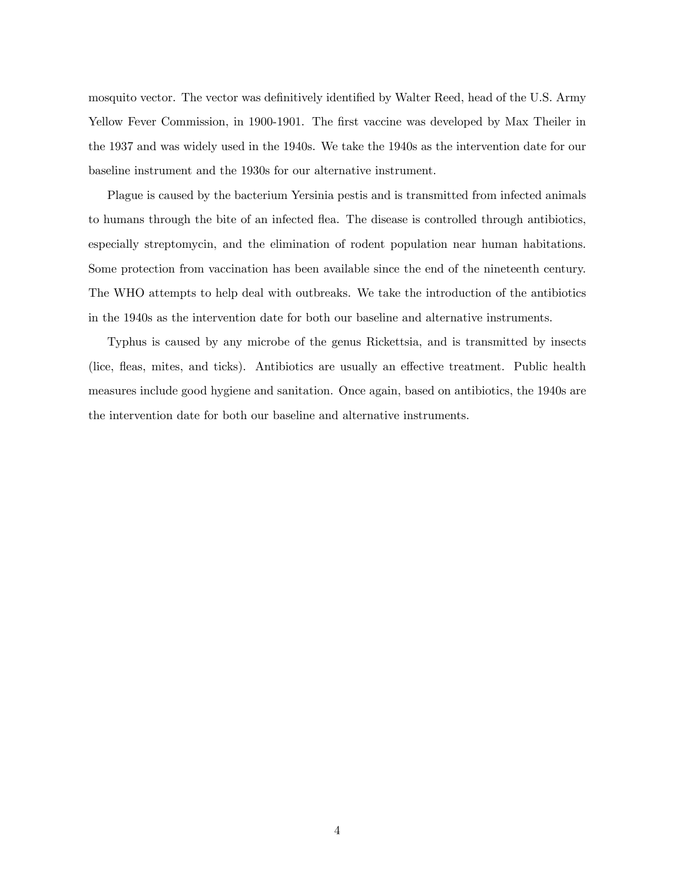mosquito vector. The vector was definitively identified by Walter Reed, head of the U.S. Army Yellow Fever Commission, in 1900-1901. The first vaccine was developed by Max Theiler in the 1937 and was widely used in the 1940s. We take the 1940s as the intervention date for our baseline instrument and the 1930s for our alternative instrument.

Plague is caused by the bacterium Yersinia pestis and is transmitted from infected animals to humans through the bite of an infected flea. The disease is controlled through antibiotics, especially streptomycin, and the elimination of rodent population near human habitations. Some protection from vaccination has been available since the end of the nineteenth century. The WHO attempts to help deal with outbreaks. We take the introduction of the antibiotics in the 1940s as the intervention date for both our baseline and alternative instruments.

Typhus is caused by any microbe of the genus Rickettsia, and is transmitted by insects (lice, fleas, mites, and ticks). Antibiotics are usually an effective treatment. Public health measures include good hygiene and sanitation. Once again, based on antibiotics, the 1940s are the intervention date for both our baseline and alternative instruments.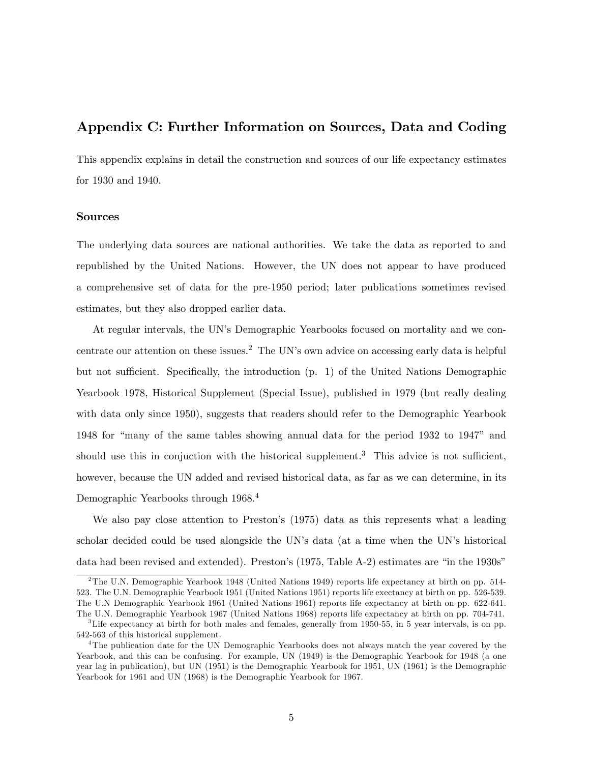## Appendix C: Further Information on Sources, Data and Coding

This appendix explains in detail the construction and sources of our life expectancy estimates for 1930 and 1940.

### Sources

The underlying data sources are national authorities. We take the data as reported to and republished by the United Nations. However, the UN does not appear to have produced a comprehensive set of data for the pre-1950 period; later publications sometimes revised estimates, but they also dropped earlier data.

At regular intervals, the UN's Demographic Yearbooks focused on mortality and we concentrate our attention on these issues.[2] The UN's own advice on accessing early data is helpful but not sufficient. Specifically, the introduction (p. 1) of the United Nations Demographic Yearbook 1978, Historical Supplement (Special Issue), published in 1979 (but really dealing with data only since 1950), suggests that readers should refer to the Demographic Yearbook 1948 for "many of the same tables showing annual data for the period 1932 to 1947" and should use this in conjuction with the historical supplement.[3] This advice is not sufficient, however, because the UN added and revised historical data, as far as we can determine, in its Demographic Yearbooks through 1968.[4]

We also pay close attention to Preston's (1975) data as this represents what a leading scholar decided could be used alongside the UN's data (at a time when the UN's historical data had been revised and extended). Preston's (1975, Table A-2) estimates are "in the 1930s"

---

[2] The U.N. Demographic Yearbook 1948 (United Nations 1949) reports life expectancy at birth on pp. 514-523. The U.N. Demographic Yearbook 1951 (United Nations 1951) reports life exectancy at birth on pp. 526-539. The U.N Demographic Yearbook 1961 (United Nations 1961) reports life expectancy at birth on pp. 622-641. The U.N. Demographic Yearbook 1967 (United Nations 1968) reports life expectancy at birth on pp. 704-741.

[3] Life expectancy at birth for both males and females, generally from 1950-55, in 5 year intervals, is on pp. 542-563 of this historical supplement.

[4] The publication date for the UN Demographic Yearbooks does not always match the year covered by the Yearbook, and this can be confusing. For example, UN (1949) is the Demographic Yearbook for 1948 (a one year lag in publication), but UN (1951) is the Demographic Yearbook for 1951, UN (1961) is the Demographic Yearbook for 1961 and UN (1968) is the Demographic Yearbook for 1967.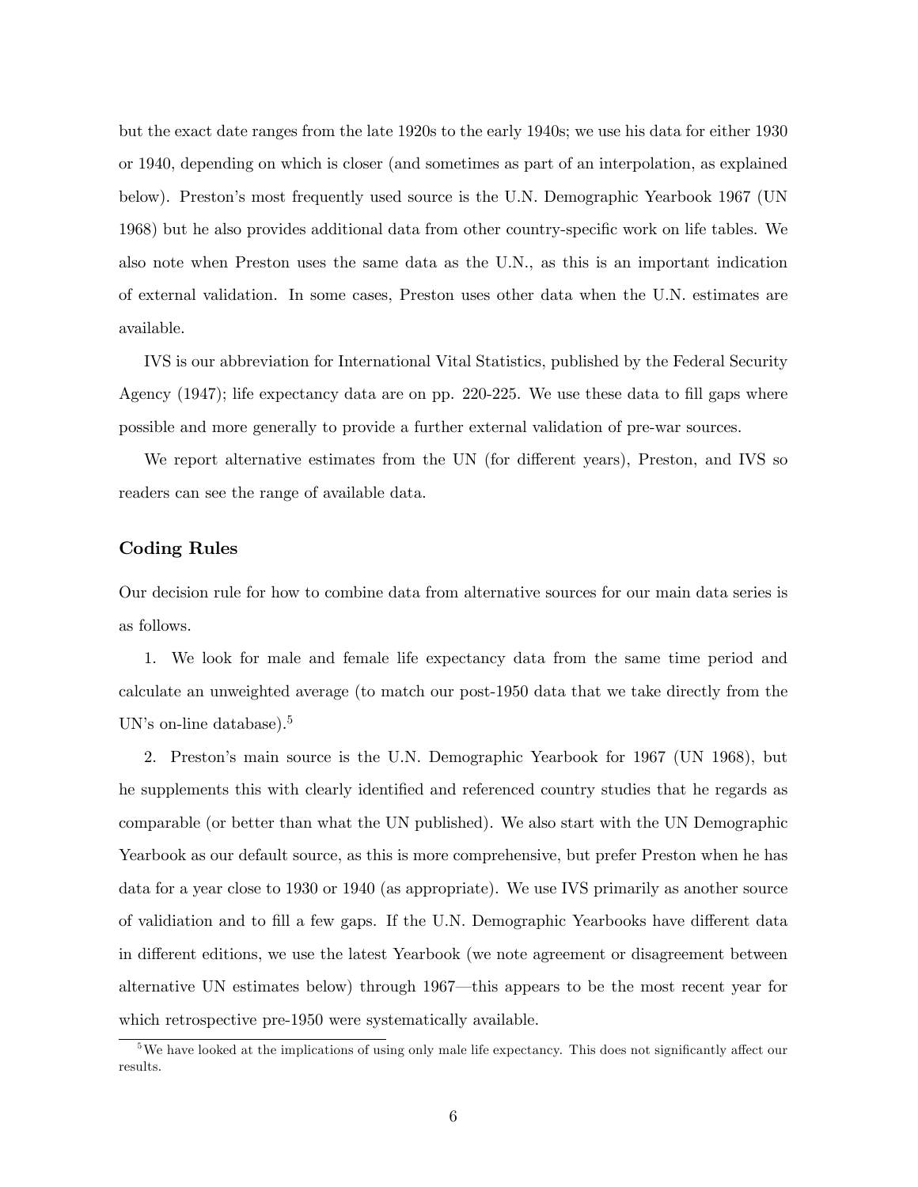but the exact date ranges from the late 1920s to the early 1940s; we use his data for either 1930 or 1940, depending on which is closer (and sometimes as part of an interpolation, as explained below). Preston's most frequently used source is the U.N. Demographic Yearbook 1967 (UN 1968) but he also provides additional data from other country-specific work on life tables. We also note when Preston uses the same data as the U.N., as this is an important indication of external validation. In some cases, Preston uses other data when the U.N. estimates are available.

IVS is our abbreviation for International Vital Statistics, published by the Federal Security Agency (1947); life expectancy data are on pp. 220-225. We use these data to fill gaps where possible and more generally to provide a further external validation of pre-war sources.

We report alternative estimates from the UN (for different years), Preston, and IVS so readers can see the range of available data.

### Coding Rules

Our decision rule for how to combine data from alternative sources for our main data series is as follows.

1. We look for male and female life expectancy data from the same time period and calculate an unweighted average (to match our post-1950 data that we take directly from the UN's on-line database).[5]

2. Preston's main source is the U.N. Demographic Yearbook for 1967 (UN 1968), but he supplements this with clearly identified and referenced country studies that he regards as comparable (or better than what the UN published). We also start with the UN Demographic Yearbook as our default source, as this is more comprehensive, but prefer Preston when he has data for a year close to 1930 or 1940 (as appropriate). We use IVS primarily as another source of validiation and to fill a few gaps. If the U.N. Demographic Yearbooks have different data in different editions, we use the latest Yearbook (we note agreement or disagreement between alternative UN estimates below) through 1967—this appears to be the most recent year for which retrospective pre-1950 were systematically available.

[5] We have looked at the implications of using only male life expectancy. This does not significantly affect our results.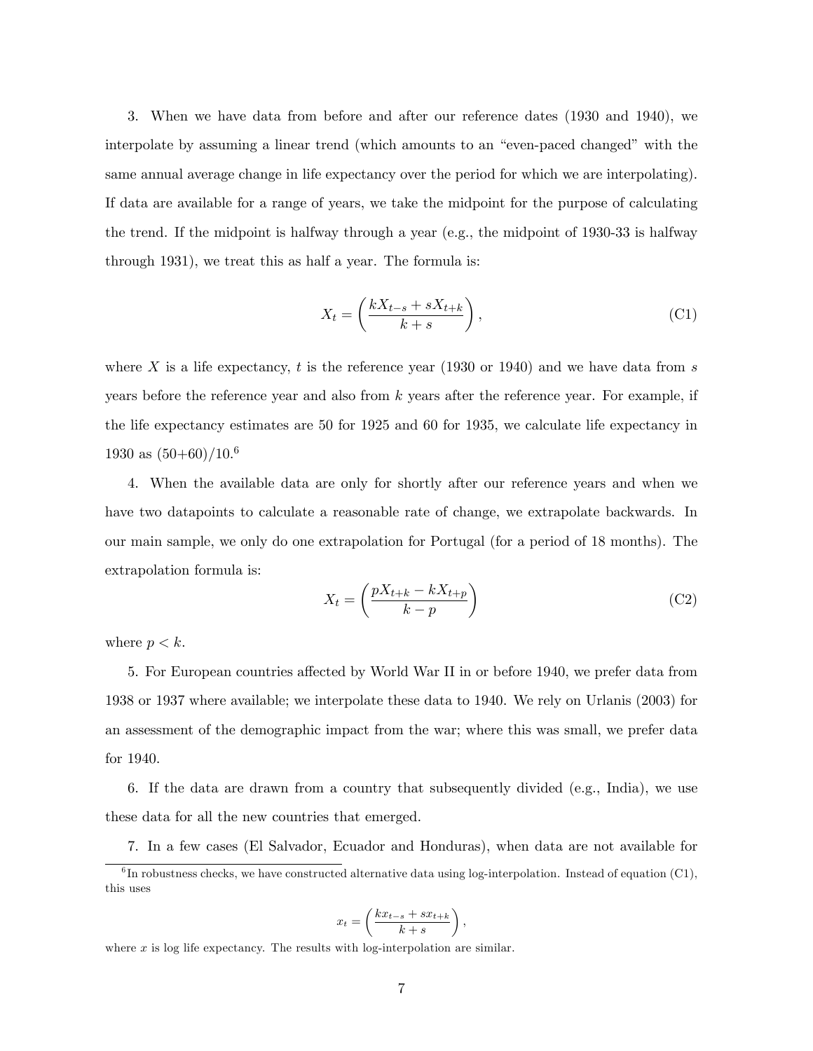3. When we have data from before and after our reference dates (1930 and 1940), we interpolate by assuming a linear trend (which amounts to an "even-paced changed" with the same annual average change in life expectancy over the period for which we are interpolating). If data are available for a range of years, we take the midpoint for the purpose of calculating the trend. If the midpoint is halfway through a year (e.g., the midpoint of 1930-33 is halfway through 1931), we treat this as half a year. The formula is:

$$X_t = \left( \frac{kX_{t-s} + sX_{t+k}}{k+s} \right), \tag{C1}$$

where $X$ is a life expectancy, $t$ is the reference year (1930 or 1940) and we have data from $s$ years before the reference year and also from $k$ years after the reference year. For example, if the life expectancy estimates are 50 for 1925 and 60 for 1935, we calculate life expectancy in 1930 as (50+60)/10.[6]

4. When the available data are only for shortly after our reference years and when we have two datapoints to calculate a reasonable rate of change, we extrapolate backwards. In our main sample, we only do one extrapolation for Portugal (for a period of 18 months). The extrapolation formula is:

$$X_t = \left( \frac{pX_{t+k} - kX_{t+p}}{k-p} \right) \tag{C2}$$

where $p < k$.

5. For European countries affected by World War II in or before 1940, we prefer data from 1938 or 1937 where available; we interpolate these data to 1940. We rely on Urlanis (2003) for an assessment of the demographic impact from the war; where this was small, we prefer data for 1940.

6. If the data are drawn from a country that subsequently divided (e.g., India), we use these data for all the new countries that emerged.

7. In a few cases (El Salvador, Ecuador and Honduras), when data are not available for

[6] In robustness checks, we have constructed alternative data using log-interpolation. Instead of equation (C1), this uses

$$x_t = \left( \frac{kx_{t-s} + sx_{t+k}}{k+s} \right),$$

where $x$ is log life expectancy. The results with log-interpolation are similar.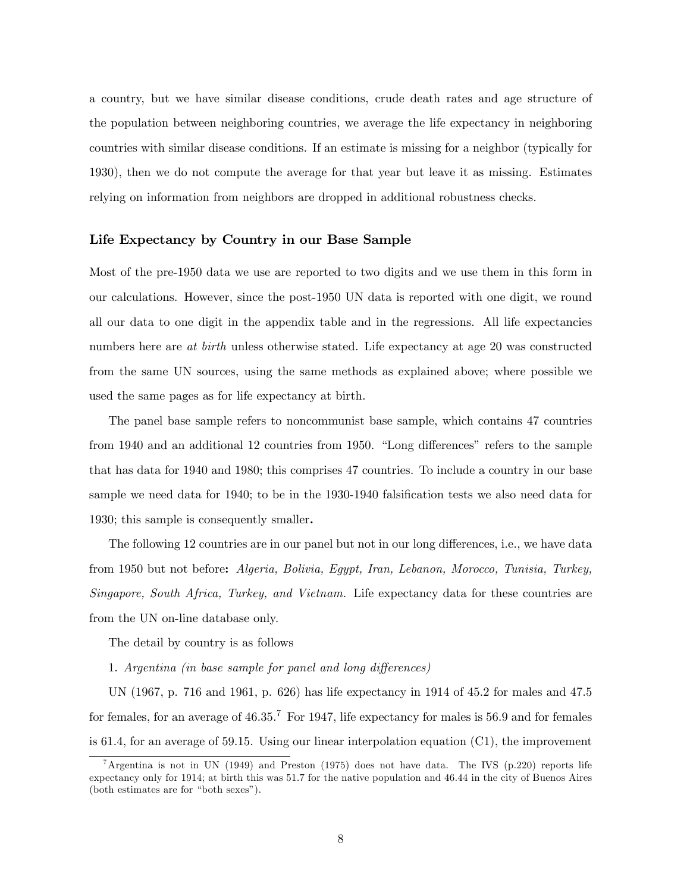a country, but we have similar disease conditions, crude death rates and age structure of the population between neighboring countries, we average the life expectancy in neighboring countries with similar disease conditions. If an estimate is missing for a neighbor (typically for 1930), then we do not compute the average for that year but leave it as missing. Estimates relying on information from neighbors are dropped in additional robustness checks.

### Life Expectancy by Country in our Base Sample

Most of the pre-1950 data we use are reported to two digits and we use them in this form in our calculations. However, since the post-1950 UN data is reported with one digit, we round all our data to one digit in the appendix table and in the regressions. All life expectancies numbers here are *at birth* unless otherwise stated. Life expectancy at age 20 was constructed from the same UN sources, using the same methods as explained above; where possible we used the same pages as for life expectancy at birth.

The panel base sample refers to noncommunist base sample, which contains 47 countries from 1940 and an additional 12 countries from 1950. "Long differences" refers to the sample that has data for 1940 and 1980; this comprises 47 countries. To include a country in our base sample we need data for 1940; to be in the 1930-1940 falsification tests we also need data for 1930; this sample is consequently smaller**.**

The following 12 countries are in our panel but not in our long differences, i.e., we have data from 1950 but not before**:** *Algeria, Bolivia, Egypt, Iran, Lebanon, Morocco, Tunisia, Turkey, Singapore, South Africa, Turkey, and Vietnam.* Life expectancy data for these countries are from the UN on-line database only.

The detail by country is as follows

1. *Argentina (in base sample for panel and long differences)*

UN (1967, p. 716 and 1961, p. 626) has life expectancy in 1914 of 45.2 for males and 47.5 for females, for an average of 46.35.[7] For 1947, life expectancy for males is 56.9 and for females is 61.4, for an average of 59.15. Using our linear interpolation equation (C1), the improvement

---

[7] Argentina is not in UN (1949) and Preston (1975) does not have data. The IVS (p.220) reports life expectancy only for 1914; at birth this was 51.7 for the native population and 46.44 in the city of Buenos Aires (both estimates are for "both sexes").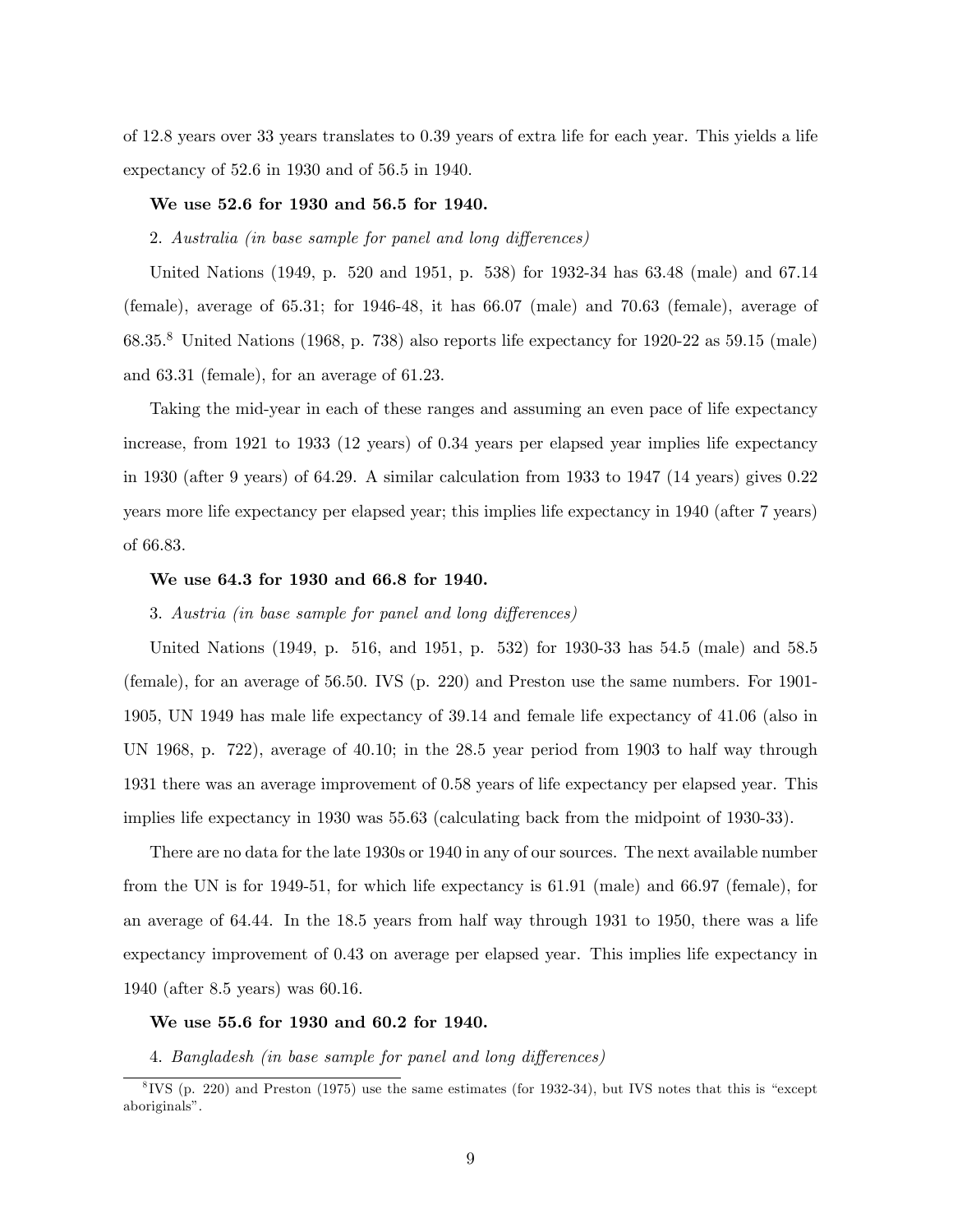of 12.8 years over 33 years translates to 0.39 years of extra life for each year. This yields a life expectancy of 52.6 in 1930 and of 56.5 in 1940.

**We use 52.6 for 1930 and 56.5 for 1940.**

2. *Australia (in base sample for panel and long differences)*

United Nations (1949, p. 520 and 1951, p. 538) for 1932-34 has 63.48 (male) and 67.14 (female), average of 65.31; for 1946-48, it has 66.07 (male) and 70.63 (female), average of 68.35.[8] United Nations (1968, p. 738) also reports life expectancy for 1920-22 as 59.15 (male) and 63.31 (female), for an average of 61.23.

Taking the mid-year in each of these ranges and assuming an even pace of life expectancy increase, from 1921 to 1933 (12 years) of 0.34 years per elapsed year implies life expectancy in 1930 (after 9 years) of 64.29. A similar calculation from 1933 to 1947 (14 years) gives 0.22 years more life expectancy per elapsed year; this implies life expectancy in 1940 (after 7 years) of 66.83.

**We use 64.3 for 1930 and 66.8 for 1940.**

3. *Austria (in base sample for panel and long differences)*

United Nations (1949, p. 516, and 1951, p. 532) for 1930-33 has 54.5 (male) and 58.5 (female), for an average of 56.50. IVS (p. 220) and Preston use the same numbers. For 1901-1905, UN 1949 has male life expectancy of 39.14 and female life expectancy of 41.06 (also in UN 1968, p. 722), average of 40.10; in the 28.5 year period from 1903 to half way through 1931 there was an average improvement of 0.58 years of life expectancy per elapsed year. This implies life expectancy in 1930 was 55.63 (calculating back from the midpoint of 1930-33).

There are no data for the late 1930s or 1940 in any of our sources. The next available number from the UN is for 1949-51, for which life expectancy is 61.91 (male) and 66.97 (female), for an average of 64.44. In the 18.5 years from half way through 1931 to 1950, there was a life expectancy improvement of 0.43 on average per elapsed year. This implies life expectancy in 1940 (after 8.5 years) was 60.16.

**We use 55.6 for 1930 and 60.2 for 1940.**

4. *Bangladesh (in base sample for panel and long differences)*

[8] IVS (p. 220) and Preston (1975) use the same estimates (for 1932-34), but IVS notes that this is "except aboriginals".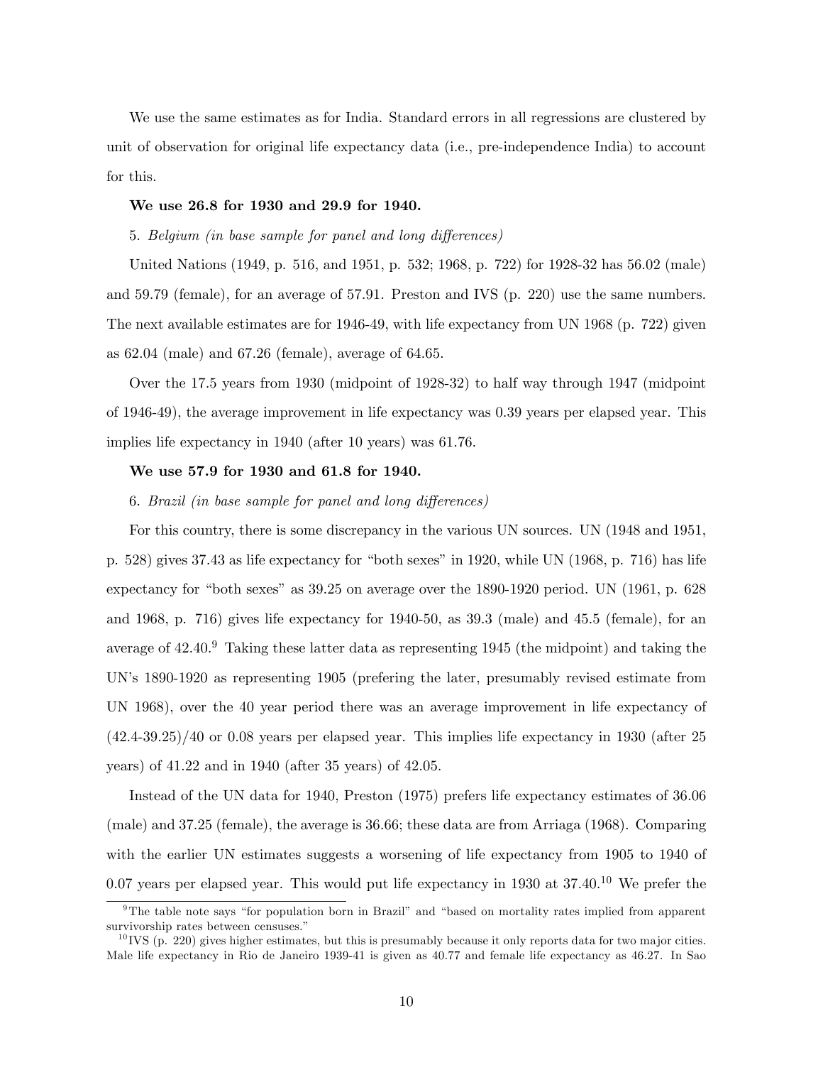We use the same estimates as for India. Standard errors in all regressions are clustered by unit of observation for original life expectancy data (i.e., pre-independence India) to account for this.

**We use 26.8 for 1930 and 29.9 for 1940.**

5. *Belgium (in base sample for panel and long differences)*

United Nations (1949, p. 516, and 1951, p. 532; 1968, p. 722) for 1928-32 has 56.02 (male) and 59.79 (female), for an average of 57.91. Preston and IVS (p. 220) use the same numbers. The next available estimates are for 1946-49, with life expectancy from UN 1968 (p. 722) given as 62.04 (male) and 67.26 (female), average of 64.65.

Over the 17.5 years from 1930 (midpoint of 1928-32) to half way through 1947 (midpoint of 1946-49), the average improvement in life expectancy was 0.39 years per elapsed year. This implies life expectancy in 1940 (after 10 years) was 61.76.

**We use 57.9 for 1930 and 61.8 for 1940.**

6. *Brazil (in base sample for panel and long differences)*

For this country, there is some discrepancy in the various UN sources. UN (1948 and 1951, p. 528) gives 37.43 as life expectancy for "both sexes" in 1920, while UN (1968, p. 716) has life expectancy for "both sexes" as 39.25 on average over the 1890-1920 period. UN (1961, p. 628 and 1968, p. 716) gives life expectancy for 1940-50, as 39.3 (male) and 45.5 (female), for an average of 42.40.[9] Taking these latter data as representing 1945 (the midpoint) and taking the UN's 1890-1920 as representing 1905 (prefering the later, presumably revised estimate from UN 1968), over the 40 year period there was an average improvement in life expectancy of (42.4-39.25)/40 or 0.08 years per elapsed year. This implies life expectancy in 1930 (after 25 years) of 41.22 and in 1940 (after 35 years) of 42.05.

Instead of the UN data for 1940, Preston (1975) prefers life expectancy estimates of 36.06 (male) and 37.25 (female), the average is 36.66; these data are from Arriaga (1968). Comparing with the earlier UN estimates suggests a worsening of life expectancy from 1905 to 1940 of 0.07 years per elapsed year. This would put life expectancy in 1930 at 37.40.[10] We prefer the

[9] The table note says "for population born in Brazil" and "based on mortality rates implied from apparent survivorship rates between censuses."

[10] IVS (p. 220) gives higher estimates, but this is presumably because it only reports data for two major cities. Male life expectancy in Rio de Janeiro 1939-41 is given as 40.77 and female life expectancy as 46.27. In Sao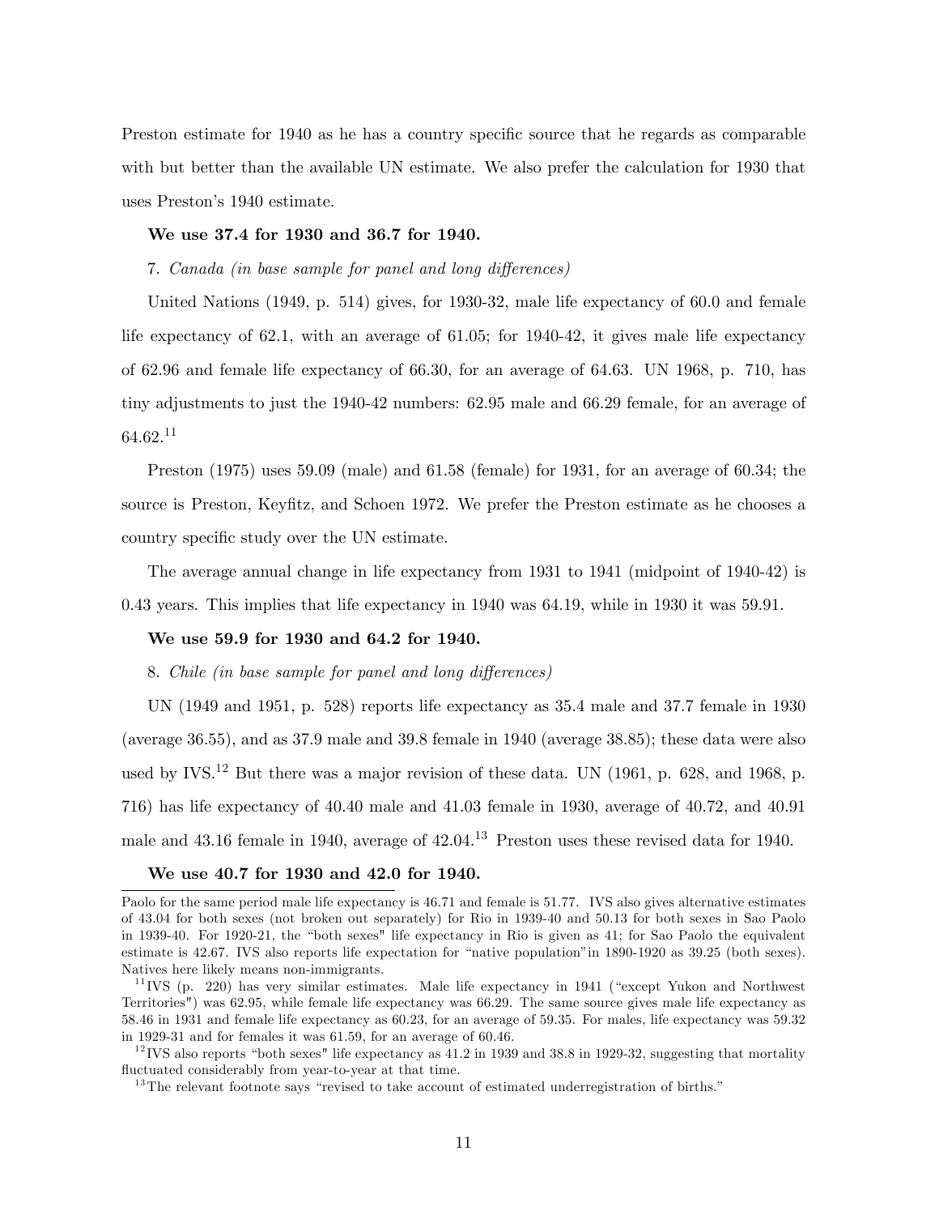Preston estimate for 1940 as he has a country specific source that he regards as comparable with but better than the available UN estimate. We also prefer the calculation for 1930 that uses Preston's 1940 estimate.

**We use 37.4 for 1930 and 36.7 for 1940.**

7. *Canada (in base sample for panel and long differences)*

United Nations (1949, p. 514) gives, for 1930-32, male life expectancy of 60.0 and female life expectancy of 62.1, with an average of 61.05; for 1940-42, it gives male life expectancy of 62.96 and female life expectancy of 66.30, for an average of 64.63. UN 1968, p. 710, has tiny adjustments to just the 1940-42 numbers: 62.95 male and 66.29 female, for an average of 64.62.[11]

Preston (1975) uses 59.09 (male) and 61.58 (female) for 1931, for an average of 60.34; the source is Preston, Keyfitz, and Schoen 1972. We prefer the Preston estimate as he chooses a country specific study over the UN estimate.

The average annual change in life expectancy from 1931 to 1941 (midpoint of 1940-42) is 0.43 years. This implies that life expectancy in 1940 was 64.19, while in 1930 it was 59.91.

**We use 59.9 for 1930 and 64.2 for 1940.**

8. *Chile (in base sample for panel and long differences)*

UN (1949 and 1951, p. 528) reports life expectancy as 35.4 male and 37.7 female in 1930 (average 36.55), and as 37.9 male and 39.8 female in 1940 (average 38.85); these data were also used by IVS.[12] But there was a major revision of these data. UN (1961, p. 628, and 1968, p. 716) has life expectancy of 40.40 male and 41.03 female in 1930, average of 40.72, and 40.91 male and 43.16 female in 1940, average of 42.04.[13] Preston uses these revised data for 1940.

**We use 40.7 for 1930 and 42.0 for 1940.**

---

Paolo for the same period male life expectancy is 46.71 and female is 51.77. IVS also gives alternative estimates of 43.04 for both sexes (not broken out separately) for Rio in 1939-40 and 50.13 for both sexes in Sao Paolo in 1939-40. For 1920-21, the "both sexes" life expectancy in Rio is given as 41; for Sao Paolo the equivalent estimate is 42.67. IVS also reports life expectation for "native population" in 1890-1920 as 39.25 (both sexes). Natives here likely means non-immigrants.

[11] IVS (p. 220) has very similar estimates. Male life expectancy in 1941 ("except Yukon and Northwest Territories") was 62.95, while female life expectancy was 66.29. The same source gives male life expectancy as 58.46 in 1931 and female life expectancy as 60.23, for an average of 59.35. For males, life expectancy was 59.32 in 1929-31 and for females it was 61.59, for an average of 60.46.

[12] IVS also reports "both sexes" life expectancy as 41.2 in 1939 and 38.8 in 1929-32, suggesting that mortality fluctuated considerably from year-to-year at that time.

[13] The relevant footnote says "revised to take account of estimated underregistration of births."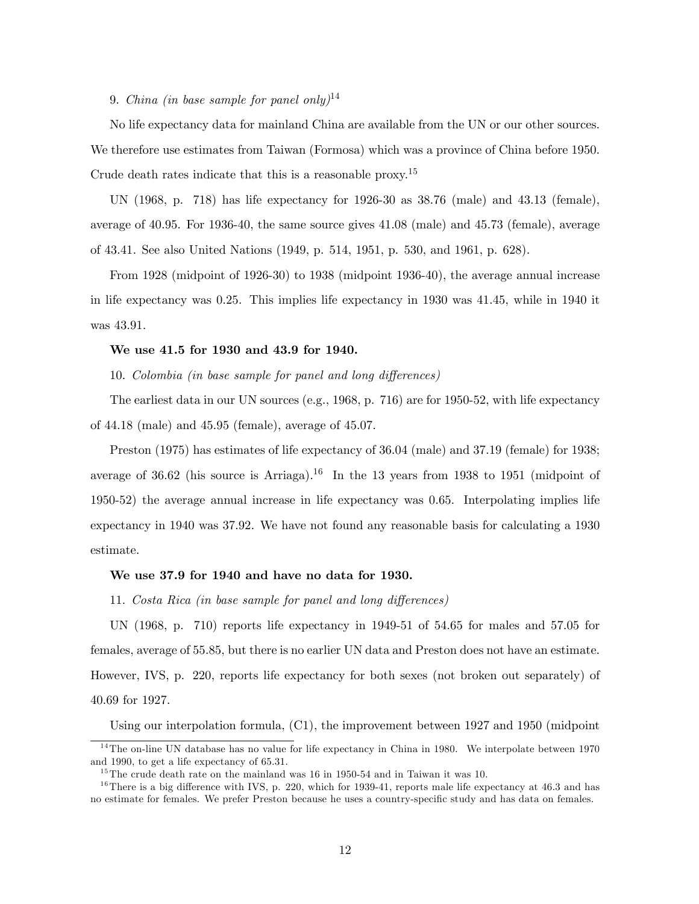9. *China (in base sample for panel only)*[14]

No life expectancy data for mainland China are available from the UN or our other sources. We therefore use estimates from Taiwan (Formosa) which was a province of China before 1950. Crude death rates indicate that this is a reasonable proxy.[15]

UN (1968, p. 718) has life expectancy for 1926-30 as 38.76 (male) and 43.13 (female), average of 40.95. For 1936-40, the same source gives 41.08 (male) and 45.73 (female), average of 43.41. See also United Nations (1949, p. 514, 1951, p. 530, and 1961, p. 628).

From 1928 (midpoint of 1926-30) to 1938 (midpoint 1936-40), the average annual increase in life expectancy was 0.25. This implies life expectancy in 1930 was 41.45, while in 1940 it was 43.91.

**We use 41.5 for 1930 and 43.9 for 1940.**

10. *Colombia (in base sample for panel and long differences)*

The earliest data in our UN sources (e.g., 1968, p. 716) are for 1950-52, with life expectancy of 44.18 (male) and 45.95 (female), average of 45.07.

Preston (1975) has estimates of life expectancy of 36.04 (male) and 37.19 (female) for 1938; average of 36.62 (his source is Arriaga).[16] In the 13 years from 1938 to 1951 (midpoint of 1950-52) the average annual increase in life expectancy was 0.65. Interpolating implies life expectancy in 1940 was 37.92. We have not found any reasonable basis for calculating a 1930 estimate.

**We use 37.9 for 1940 and have no data for 1930.**

11. *Costa Rica (in base sample for panel and long differences)*

UN (1968, p. 710) reports life expectancy in 1949-51 of 54.65 for males and 57.05 for females, average of 55.85, but there is no earlier UN data and Preston does not have an estimate. However, IVS, p. 220, reports life expectancy for both sexes (not broken out separately) of 40.69 for 1927.

Using our interpolation formula, (C1), the improvement between 1927 and 1950 (midpoint

---

[14] The on-line UN database has no value for life expectancy in China in 1980. We interpolate between 1970 and 1990, to get a life expectancy of 65.31.

[15] The crude death rate on the mainland was 16 in 1950-54 and in Taiwan it was 10.

[16] There is a big difference with IVS, p. 220, which for 1939-41, reports male life expectancy at 46.3 and has no estimate for females. We prefer Preston because he uses a country-specific study and has data on females.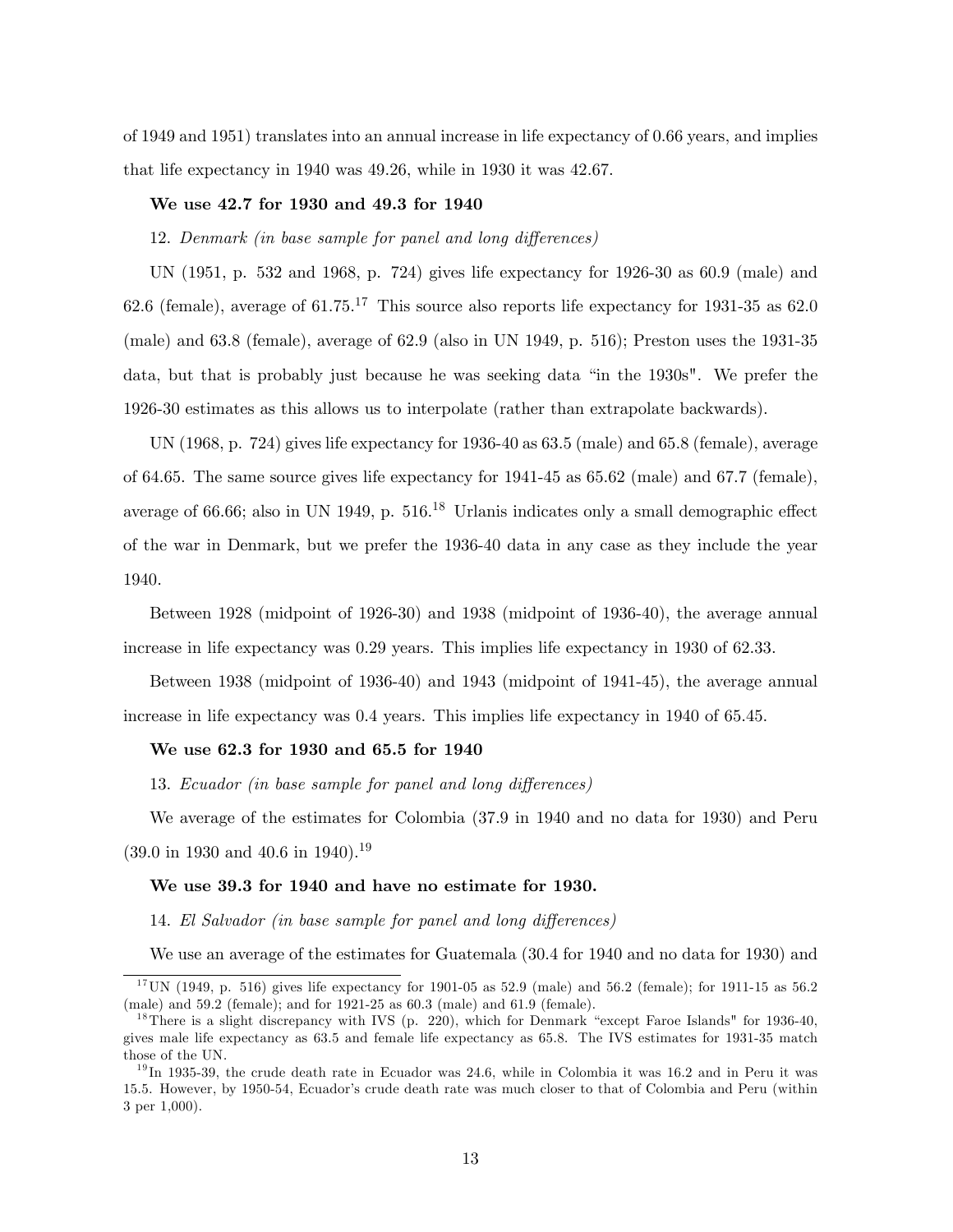of 1949 and 1951) translates into an annual increase in life expectancy of 0.66 years, and implies that life expectancy in 1940 was 49.26, while in 1930 it was 42.67.

**We use 42.7 for 1930 and 49.3 for 1940**

12. *Denmark (in base sample for panel and long differences)*

UN (1951, p. 532 and 1968, p. 724) gives life expectancy for 1926-30 as 60.9 (male) and 62.6 (female), average of 61.75.[17] This source also reports life expectancy for 1931-35 as 62.0 (male) and 63.8 (female), average of 62.9 (also in UN 1949, p. 516); Preston uses the 1931-35 data, but that is probably just because he was seeking data "in the 1930s". We prefer the 1926-30 estimates as this allows us to interpolate (rather than extrapolate backwards).

UN (1968, p. 724) gives life expectancy for 1936-40 as 63.5 (male) and 65.8 (female), average of 64.65. The same source gives life expectancy for 1941-45 as 65.62 (male) and 67.7 (female), average of 66.66; also in UN 1949, p. 516.[18] Urlanis indicates only a small demographic effect of the war in Denmark, but we prefer the 1936-40 data in any case as they include the year 1940.

Between 1928 (midpoint of 1926-30) and 1938 (midpoint of 1936-40), the average annual increase in life expectancy was 0.29 years. This implies life expectancy in 1930 of 62.33.

Between 1938 (midpoint of 1936-40) and 1943 (midpoint of 1941-45), the average annual increase in life expectancy was 0.4 years. This implies life expectancy in 1940 of 65.45.

**We use 62.3 for 1930 and 65.5 for 1940**

13. *Ecuador (in base sample for panel and long differences)*

We average of the estimates for Colombia (37.9 in 1940 and no data for 1930) and Peru (39.0 in 1930 and 40.6 in 1940).[19]

**We use 39.3 for 1940 and have no estimate for 1930.**

14. *El Salvador (in base sample for panel and long differences)*

We use an average of the estimates for Guatemala (30.4 for 1940 and no data for 1930) and

---

[17] UN (1949, p. 516) gives life expectancy for 1901-05 as 52.9 (male) and 56.2 (female); for 1911-15 as 56.2 (male) and 59.2 (female); and for 1921-25 as 60.3 (male) and 61.9 (female).

[18] There is a slight discrepancy with IVS (p. 220), which for Denmark "except Faroe Islands" for 1936-40, gives male life expectancy as 63.5 and female life expectancy as 65.8. The IVS estimates for 1931-35 match those of the UN.

[19] In 1935-39, the crude death rate in Ecuador was 24.6, while in Colombia it was 16.2 and in Peru it was 15.5. However, by 1950-54, Ecuador's crude death rate was much closer to that of Colombia and Peru (within 3 per 1,000).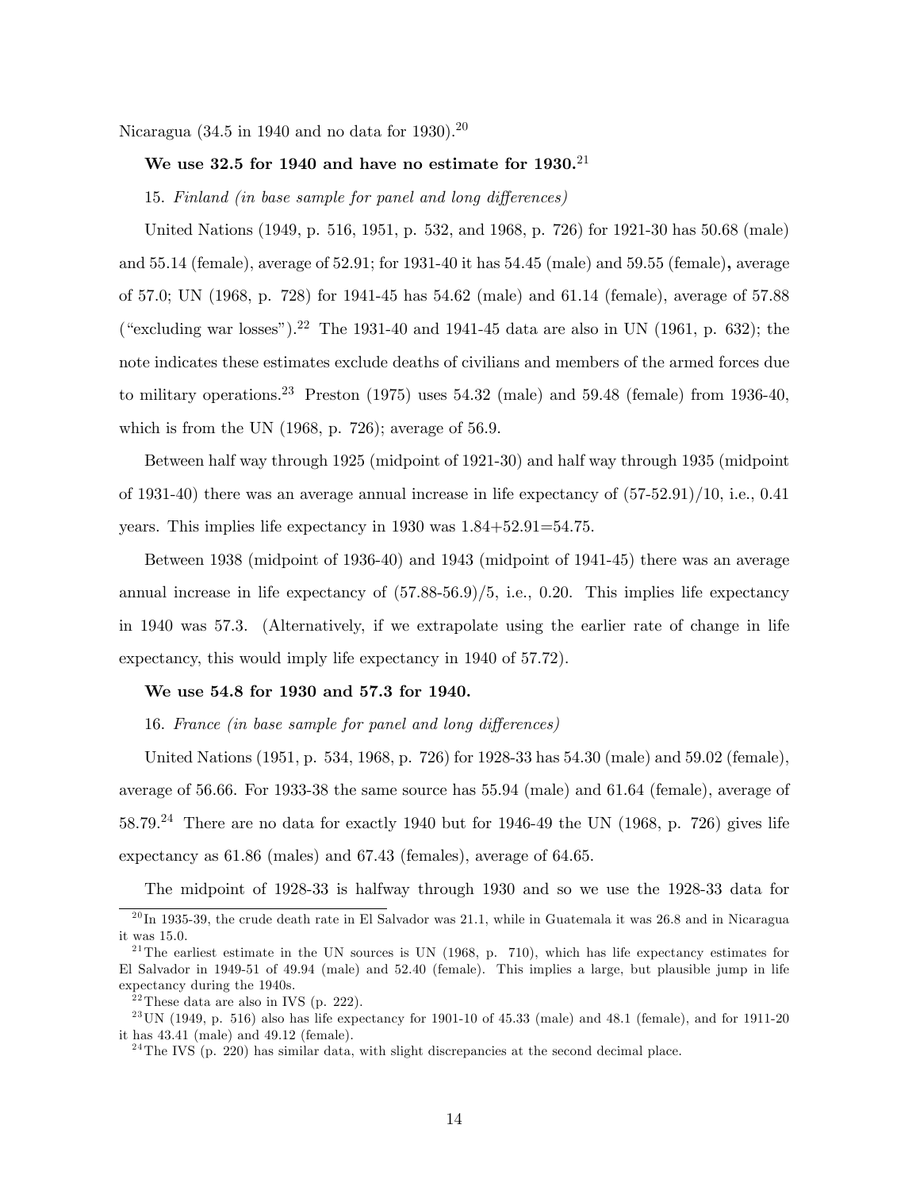Nicaragua (34.5 in 1940 and no data for 1930).[20]

**We use 32.5 for 1940 and have no estimate for 1930.**[21]

15. *Finland (in base sample for panel and long differences)*

United Nations (1949, p. 516, 1951, p. 532, and 1968, p. 726) for 1921-30 has 50.68 (male) and 55.14 (female), average of 52.91; for 1931-40 it has 54.45 (male) and 59.55 (female), average of 57.0; UN (1968, p. 728) for 1941-45 has 54.62 (male) and 61.14 (female), average of 57.88 ("excluding war losses").[22] The 1931-40 and 1941-45 data are also in UN (1961, p. 632); the note indicates these estimates exclude deaths of civilians and members of the armed forces due to military operations.[23] Preston (1975) uses 54.32 (male) and 59.48 (female) from 1936-40, which is from the UN (1968, p. 726); average of 56.9.

Between half way through 1925 (midpoint of 1921-30) and half way through 1935 (midpoint of 1931-40) there was an average annual increase in life expectancy of (57-52.91)/10, i.e., 0.41 years. This implies life expectancy in 1930 was 1.84+52.91=54.75.

Between 1938 (midpoint of 1936-40) and 1943 (midpoint of 1941-45) there was an average annual increase in life expectancy of (57.88-56.9)/5, i.e., 0.20. This implies life expectancy in 1940 was 57.3. (Alternatively, if we extrapolate using the earlier rate of change in life expectancy, this would imply life expectancy in 1940 of 57.72).

**We use 54.8 for 1930 and 57.3 for 1940.**

16. *France (in base sample for panel and long differences)*

United Nations (1951, p. 534, 1968, p. 726) for 1928-33 has 54.30 (male) and 59.02 (female), average of 56.66. For 1933-38 the same source has 55.94 (male) and 61.64 (female), average of 58.79.[24] There are no data for exactly 1940 but for 1946-49 the UN (1968, p. 726) gives life expectancy as 61.86 (males) and 67.43 (females), average of 64.65.

The midpoint of 1928-33 is halfway through 1930 and so we use the 1928-33 data for

---

[20] In 1935-39, the crude death rate in El Salvador was 21.1, while in Guatemala it was 26.8 and in Nicaragua it was 15.0.

[21] The earliest estimate in the UN sources is UN (1968, p. 710), which has life expectancy estimates for El Salvador in 1949-51 of 49.94 (male) and 52.40 (female). This implies a large, but plausible jump in life expectancy during the 1940s.

[22] These data are also in IVS (p. 222).

[23] UN (1949, p. 516) also has life expectancy for 1901-10 of 45.33 (male) and 48.1 (female), and for 1911-20 it has 43.41 (male) and 49.12 (female).

[24] The IVS (p. 220) has similar data, with slight discrepancies at the second decimal place.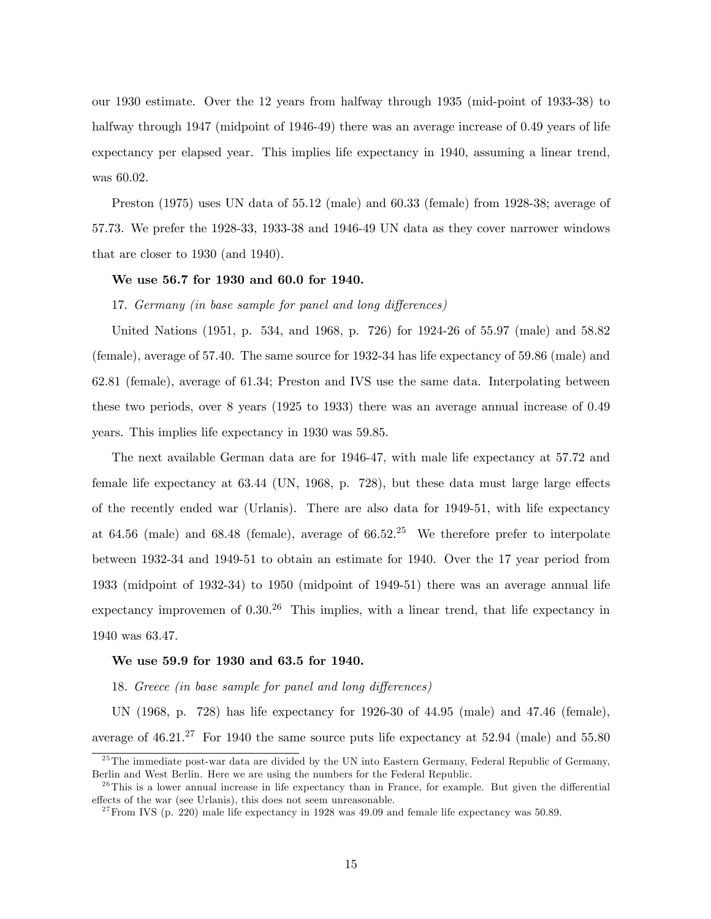our 1930 estimate. Over the 12 years from halfway through 1935 (mid-point of 1933-38) to halfway through 1947 (midpoint of 1946-49) there was an average increase of 0.49 years of life expectancy per elapsed year. This implies life expectancy in 1940, assuming a linear trend, was 60.02.

Preston (1975) uses UN data of 55.12 (male) and 60.33 (female) from 1928-38; average of 57.73. We prefer the 1928-33, 1933-38 and 1946-49 UN data as they cover narrower windows that are closer to 1930 (and 1940).

**We use 56.7 for 1930 and 60.0 for 1940.**

17. *Germany (in base sample for panel and long differences)*

United Nations (1951, p. 534, and 1968, p. 726) for 1924-26 of 55.97 (male) and 58.82 (female), average of 57.40. The same source for 1932-34 has life expectancy of 59.86 (male) and 62.81 (female), average of 61.34; Preston and IVS use the same data. Interpolating between these two periods, over 8 years (1925 to 1933) there was an average annual increase of 0.49 years. This implies life expectancy in 1930 was 59.85.

The next available German data are for 1946-47, with male life expectancy at 57.72 and female life expectancy at 63.44 (UN, 1968, p. 728), but these data must large large effects of the recently ended war (Urlanis). There are also data for 1949-51, with life expectancy at 64.56 (male) and 68.48 (female), average of 66.52.[25] We therefore prefer to interpolate between 1932-34 and 1949-51 to obtain an estimate for 1940. Over the 17 year period from 1933 (midpoint of 1932-34) to 1950 (midpoint of 1949-51) there was an average annual life expectancy improvemen of 0.30.[26] This implies, with a linear trend, that life expectancy in 1940 was 63.47.

**We use 59.9 for 1930 and 63.5 for 1940.**

18. *Greece (in base sample for panel and long differences)*

UN (1968, p. 728) has life expectancy for 1926-30 of 44.95 (male) and 47.46 (female), average of 46.21.[27] For 1940 the same source puts life expectancy at 52.94 (male) and 55.80

---

[25] The immediate post-war data are divided by the UN into Eastern Germany, Federal Republic of Germany, Berlin and West Berlin. Here we are using the numbers for the Federal Republic.

[26] This is a lower annual increase in life expectancy than in France, for example. But given the differential effects of the war (see Urlanis), this does not seem unreasonable.

[27] From IVS (p. 220) male life expectancy in 1928 was 49.09 and female life expectancy was 50.89.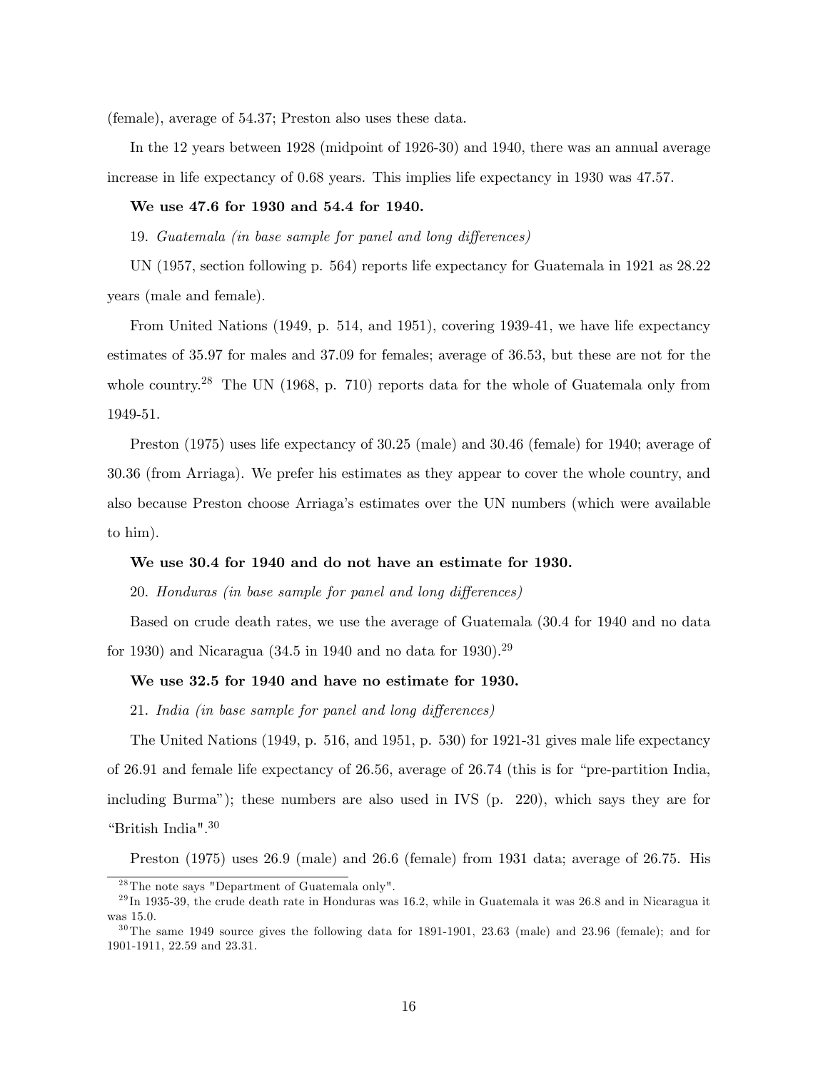(female), average of 54.37; Preston also uses these data.

In the 12 years between 1928 (midpoint of 1926-30) and 1940, there was an annual average increase in life expectancy of 0.68 years. This implies life expectancy in 1930 was 47.57.

**We use 47.6 for 1930 and 54.4 for 1940.**

19. *Guatemala (in base sample for panel and long differences)*

UN (1957, section following p. 564) reports life expectancy for Guatemala in 1921 as 28.22 years (male and female).

From United Nations (1949, p. 514, and 1951), covering 1939-41, we have life expectancy estimates of 35.97 for males and 37.09 for females; average of 36.53, but these are not for the whole country.[28] The UN (1968, p. 710) reports data for the whole of Guatemala only from 1949-51.

Preston (1975) uses life expectancy of 30.25 (male) and 30.46 (female) for 1940; average of 30.36 (from Arriaga). We prefer his estimates as they appear to cover the whole country, and also because Preston choose Arriaga's estimates over the UN numbers (which were available to him).

**We use 30.4 for 1940 and do not have an estimate for 1930.**

20. *Honduras (in base sample for panel and long differences)*

Based on crude death rates, we use the average of Guatemala (30.4 for 1940 and no data for 1930) and Nicaragua (34.5 in 1940 and no data for 1930).[29]

**We use 32.5 for 1940 and have no estimate for 1930.**

21. *India (in base sample for panel and long differences)*

The United Nations (1949, p. 516, and 1951, p. 530) for 1921-31 gives male life expectancy of 26.91 and female life expectancy of 26.56, average of 26.74 (this is for "pre-partition India, including Burma"); these numbers are also used in IVS (p. 220), which says they are for "British India".[30]

Preston (1975) uses 26.9 (male) and 26.6 (female) from 1931 data; average of 26.75. His

[28] The note says "Department of Guatemala only".

[29] In 1935-39, the crude death rate in Honduras was 16.2, while in Guatemala it was 26.8 and in Nicaragua it was 15.0.

[30] The same 1949 source gives the following data for 1891-1901, 23.63 (male) and 23.96 (female); and for 1901-1911, 22.59 and 23.31.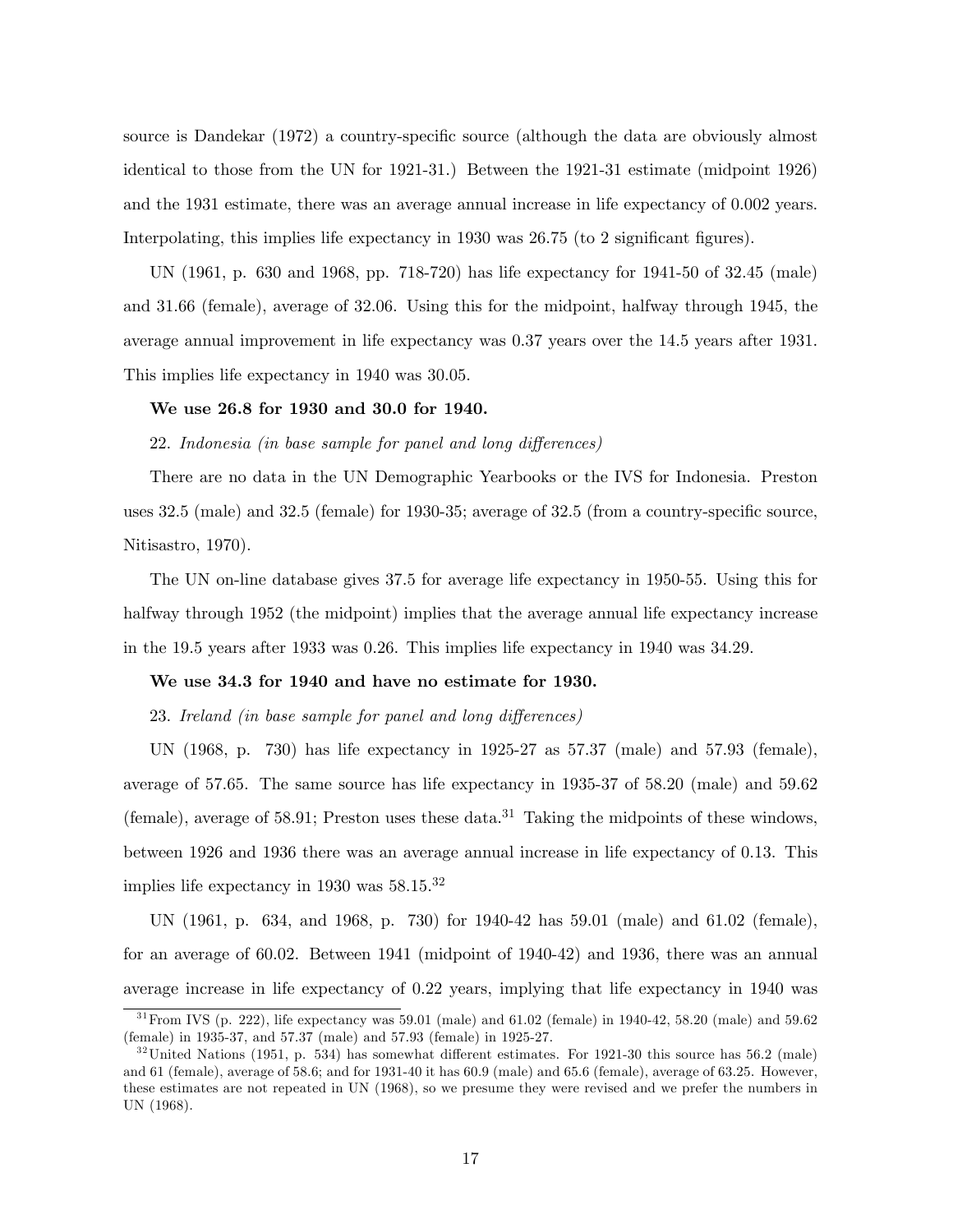source is Dandekar (1972) a country-specific source (although the data are obviously almost identical to those from the UN for 1921-31.) Between the 1921-31 estimate (midpoint 1926) and the 1931 estimate, there was an average annual increase in life expectancy of 0.002 years. Interpolating, this implies life expectancy in 1930 was 26.75 (to 2 significant figures).

UN (1961, p. 630 and 1968, pp. 718-720) has life expectancy for 1941-50 of 32.45 (male) and 31.66 (female), average of 32.06. Using this for the midpoint, halfway through 1945, the average annual improvement in life expectancy was 0.37 years over the 14.5 years after 1931. This implies life expectancy in 1940 was 30.05.

**We use 26.8 for 1930 and 30.0 for 1940.**

22. *Indonesia (in base sample for panel and long differences)*

There are no data in the UN Demographic Yearbooks or the IVS for Indonesia. Preston uses 32.5 (male) and 32.5 (female) for 1930-35; average of 32.5 (from a country-specific source, Nitisastro, 1970).

The UN on-line database gives 37.5 for average life expectancy in 1950-55. Using this for halfway through 1952 (the midpoint) implies that the average annual life expectancy increase in the 19.5 years after 1933 was 0.26. This implies life expectancy in 1940 was 34.29.

**We use 34.3 for 1940 and have no estimate for 1930.**

23. *Ireland (in base sample for panel and long differences)*

UN (1968, p. 730) has life expectancy in 1925-27 as 57.37 (male) and 57.93 (female), average of 57.65. The same source has life expectancy in 1935-37 of 58.20 (male) and 59.62 (female), average of 58.91; Preston uses these data.[31] Taking the midpoints of these windows, between 1926 and 1936 there was an average annual increase in life expectancy of 0.13. This implies life expectancy in 1930 was 58.15.[32]

UN (1961, p. 634, and 1968, p. 730) for 1940-42 has 59.01 (male) and 61.02 (female), for an average of 60.02. Between 1941 (midpoint of 1940-42) and 1936, there was an annual average increase in life expectancy of 0.22 years, implying that life expectancy in 1940 was

[31] From IVS (p. 222), life expectancy was 59.01 (male) and 61.02 (female) in 1940-42, 58.20 (male) and 59.62 (female) in 1935-37, and 57.37 (male) and 57.93 (female) in 1925-27.

[32] United Nations (1951, p. 534) has somewhat different estimates. For 1921-30 this source has 56.2 (male) and 61 (female), average of 58.6; and for 1931-40 it has 60.9 (male) and 65.6 (female), average of 63.25. However, these estimates are not repeated in UN (1968), so we presume they were revised and we prefer the numbers in UN (1968).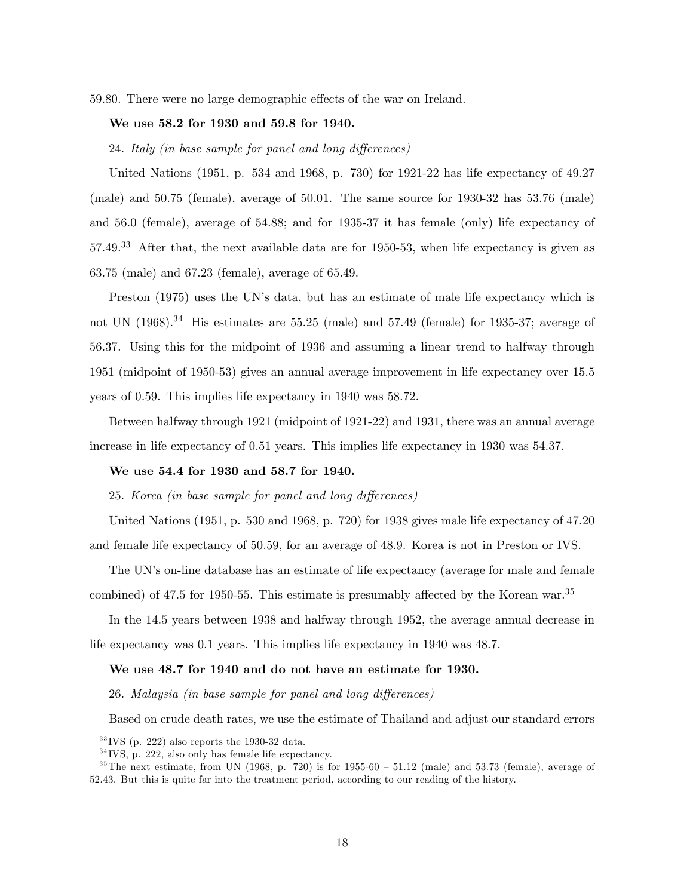59.80. There were no large demographic effects of the war on Ireland.

**We use 58.2 for 1930 and 59.8 for 1940.**

24. *Italy (in base sample for panel and long differences)*

United Nations (1951, p. 534 and 1968, p. 730) for 1921-22 has life expectancy of 49.27 (male) and 50.75 (female), average of 50.01. The same source for 1930-32 has 53.76 (male) and 56.0 (female), average of 54.88; and for 1935-37 it has female (only) life expectancy of 57.49.[33] After that, the next available data are for 1950-53, when life expectancy is given as 63.75 (male) and 67.23 (female), average of 65.49.

Preston (1975) uses the UN's data, but has an estimate of male life expectancy which is not UN (1968).[34] His estimates are 55.25 (male) and 57.49 (female) for 1935-37; average of 56.37. Using this for the midpoint of 1936 and assuming a linear trend to halfway through 1951 (midpoint of 1950-53) gives an annual average improvement in life expectancy over 15.5 years of 0.59. This implies life expectancy in 1940 was 58.72.

Between halfway through 1921 (midpoint of 1921-22) and 1931, there was an annual average increase in life expectancy of 0.51 years. This implies life expectancy in 1930 was 54.37.

**We use 54.4 for 1930 and 58.7 for 1940.**

25. *Korea (in base sample for panel and long differences)*

United Nations (1951, p. 530 and 1968, p. 720) for 1938 gives male life expectancy of 47.20 and female life expectancy of 50.59, for an average of 48.9. Korea is not in Preston or IVS.

The UN's on-line database has an estimate of life expectancy (average for male and female combined) of 47.5 for 1950-55. This estimate is presumably affected by the Korean war.[35]

In the 14.5 years between 1938 and halfway through 1952, the average annual decrease in life expectancy was 0.1 years. This implies life expectancy in 1940 was 48.7.

**We use 48.7 for 1940 and do not have an estimate for 1930.**

26. *Malaysia (in base sample for panel and long differences)*

Based on crude death rates, we use the estimate of Thailand and adjust our standard errors

---

[33] IVS (p. 222) also reports the 1930-32 data.

[34] IVS, p. 222, also only has female life expectancy.

[35] The next estimate, from UN (1968, p. 720) is for 1955-60 – 51.12 (male) and 53.73 (female), average of 52.43. But this is quite far into the treatment period, according to our reading of the history.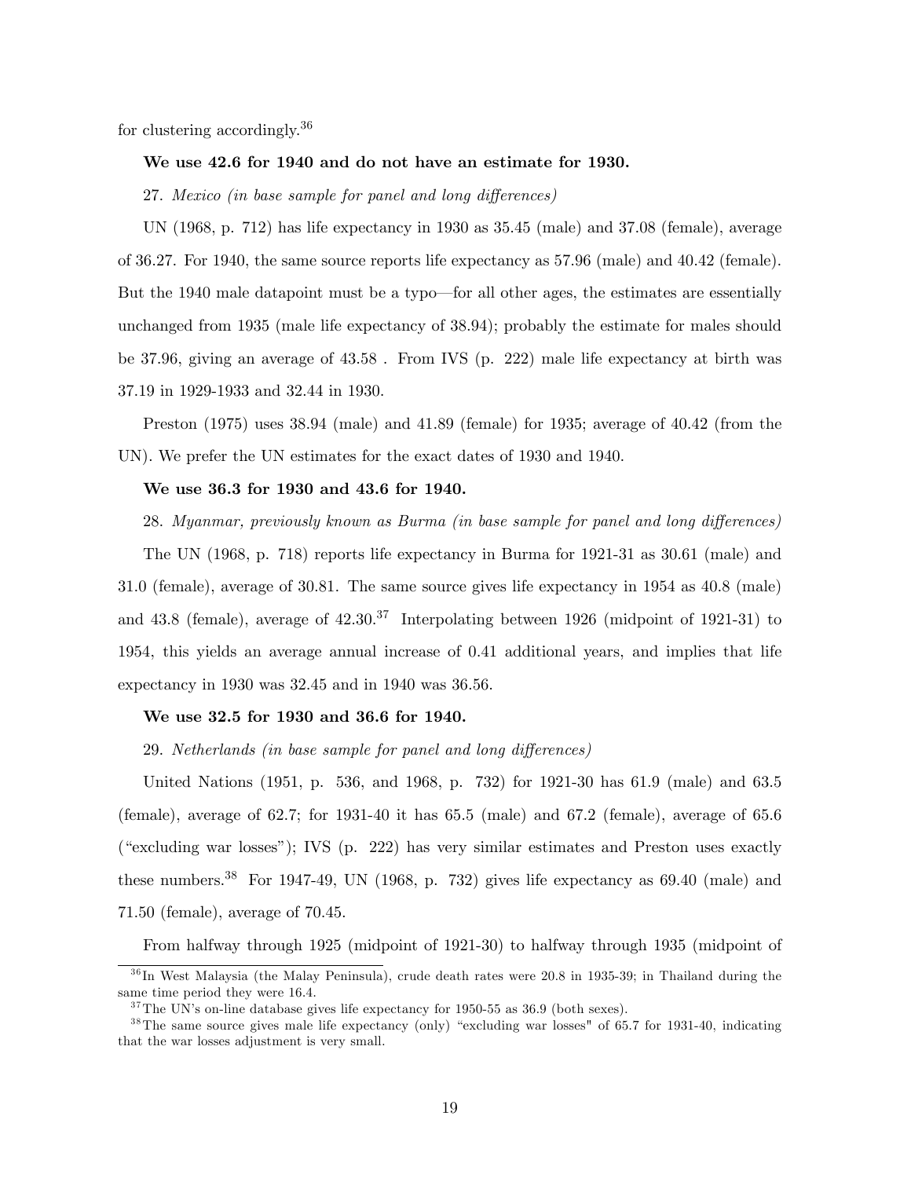for clustering accordingly.[36]

**We use 42.6 for 1940 and do not have an estimate for 1930.**

27. *Mexico (in base sample for panel and long differences)*

UN (1968, p. 712) has life expectancy in 1930 as 35.45 (male) and 37.08 (female), average of 36.27. For 1940, the same source reports life expectancy as 57.96 (male) and 40.42 (female). But the 1940 male datapoint must be a typo—for all other ages, the estimates are essentially unchanged from 1935 (male life expectancy of 38.94); probably the estimate for males should be 37.96, giving an average of 43.58 . From IVS (p. 222) male life expectancy at birth was 37.19 in 1929-1933 and 32.44 in 1930.

Preston (1975) uses 38.94 (male) and 41.89 (female) for 1935; average of 40.42 (from the UN). We prefer the UN estimates for the exact dates of 1930 and 1940.

**We use 36.3 for 1930 and 43.6 for 1940.**

28. *Myanmar, previously known as Burma (in base sample for panel and long differences)*

The UN (1968, p. 718) reports life expectancy in Burma for 1921-31 as 30.61 (male) and 31.0 (female), average of 30.81. The same source gives life expectancy in 1954 as 40.8 (male) and 43.8 (female), average of 42.30.[37] Interpolating between 1926 (midpoint of 1921-31) to 1954, this yields an average annual increase of 0.41 additional years, and implies that life expectancy in 1930 was 32.45 and in 1940 was 36.56.

**We use 32.5 for 1930 and 36.6 for 1940.**

29. *Netherlands (in base sample for panel and long differences)*

United Nations (1951, p. 536, and 1968, p. 732) for 1921-30 has 61.9 (male) and 63.5 (female), average of 62.7; for 1931-40 it has 65.5 (male) and 67.2 (female), average of 65.6 ("excluding war losses"); IVS (p. 222) has very similar estimates and Preston uses exactly these numbers.[38] For 1947-49, UN (1968, p. 732) gives life expectancy as 69.40 (male) and 71.50 (female), average of 70.45.

From halfway through 1925 (midpoint of 1921-30) to halfway through 1935 (midpoint of

[36] In West Malaysia (the Malay Peninsula), crude death rates were 20.8 in 1935-39; in Thailand during the same time period they were 16.4.

[37] The UN's on-line database gives life expectancy for 1950-55 as 36.9 (both sexes).

[38] The same source gives male life expectancy (only) "excluding war losses" of 65.7 for 1931-40, indicating that the war losses adjustment is very small.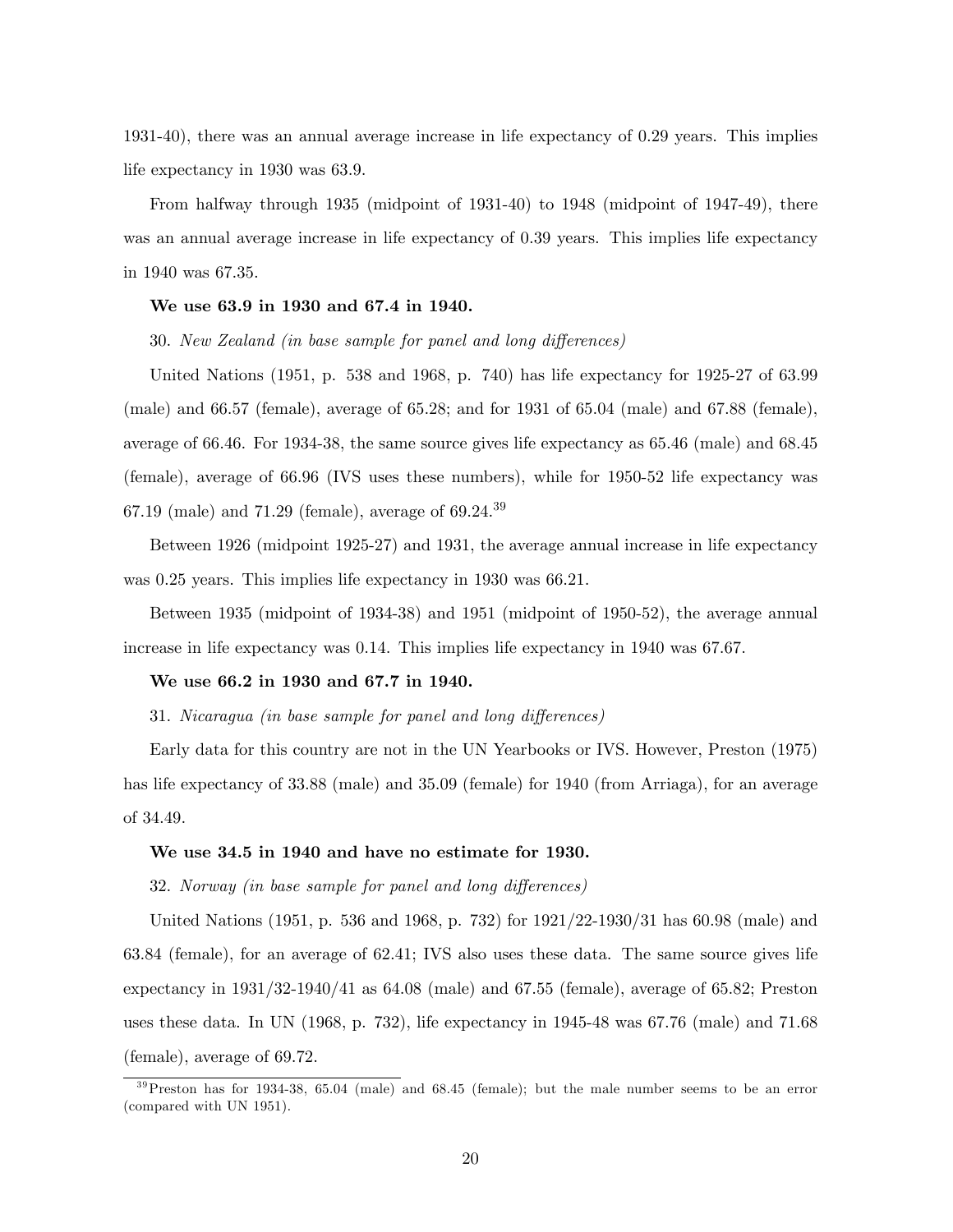1931-40), there was an annual average increase in life expectancy of 0.29 years. This implies life expectancy in 1930 was 63.9.

From halfway through 1935 (midpoint of 1931-40) to 1948 (midpoint of 1947-49), there was an annual average increase in life expectancy of 0.39 years. This implies life expectancy in 1940 was 67.35.

**We use 63.9 in 1930 and 67.4 in 1940.**

30. *New Zealand (in base sample for panel and long differences)*

United Nations (1951, p. 538 and 1968, p. 740) has life expectancy for 1925-27 of 63.99 (male) and 66.57 (female), average of 65.28; and for 1931 of 65.04 (male) and 67.88 (female), average of 66.46. For 1934-38, the same source gives life expectancy as 65.46 (male) and 68.45 (female), average of 66.96 (IVS uses these numbers), while for 1950-52 life expectancy was 67.19 (male) and 71.29 (female), average of 69.24.[39]

Between 1926 (midpoint 1925-27) and 1931, the average annual increase in life expectancy was 0.25 years. This implies life expectancy in 1930 was 66.21.

Between 1935 (midpoint of 1934-38) and 1951 (midpoint of 1950-52), the average annual increase in life expectancy was 0.14. This implies life expectancy in 1940 was 67.67.

**We use 66.2 in 1930 and 67.7 in 1940.**

31. *Nicaragua (in base sample for panel and long differences)*

Early data for this country are not in the UN Yearbooks or IVS. However, Preston (1975) has life expectancy of 33.88 (male) and 35.09 (female) for 1940 (from Arriaga), for an average of 34.49.

**We use 34.5 in 1940 and have no estimate for 1930.**

32. *Norway (in base sample for panel and long differences)*

United Nations (1951, p. 536 and 1968, p. 732) for 1921/22-1930/31 has 60.98 (male) and 63.84 (female), for an average of 62.41; IVS also uses these data. The same source gives life expectancy in 1931/32-1940/41 as 64.08 (male) and 67.55 (female), average of 65.82; Preston uses these data. In UN (1968, p. 732), life expectancy in 1945-48 was 67.76 (male) and 71.68 (female), average of 69.72.

[39] Preston has for 1934-38, 65.04 (male) and 68.45 (female); but the male number seems to be an error (compared with UN 1951).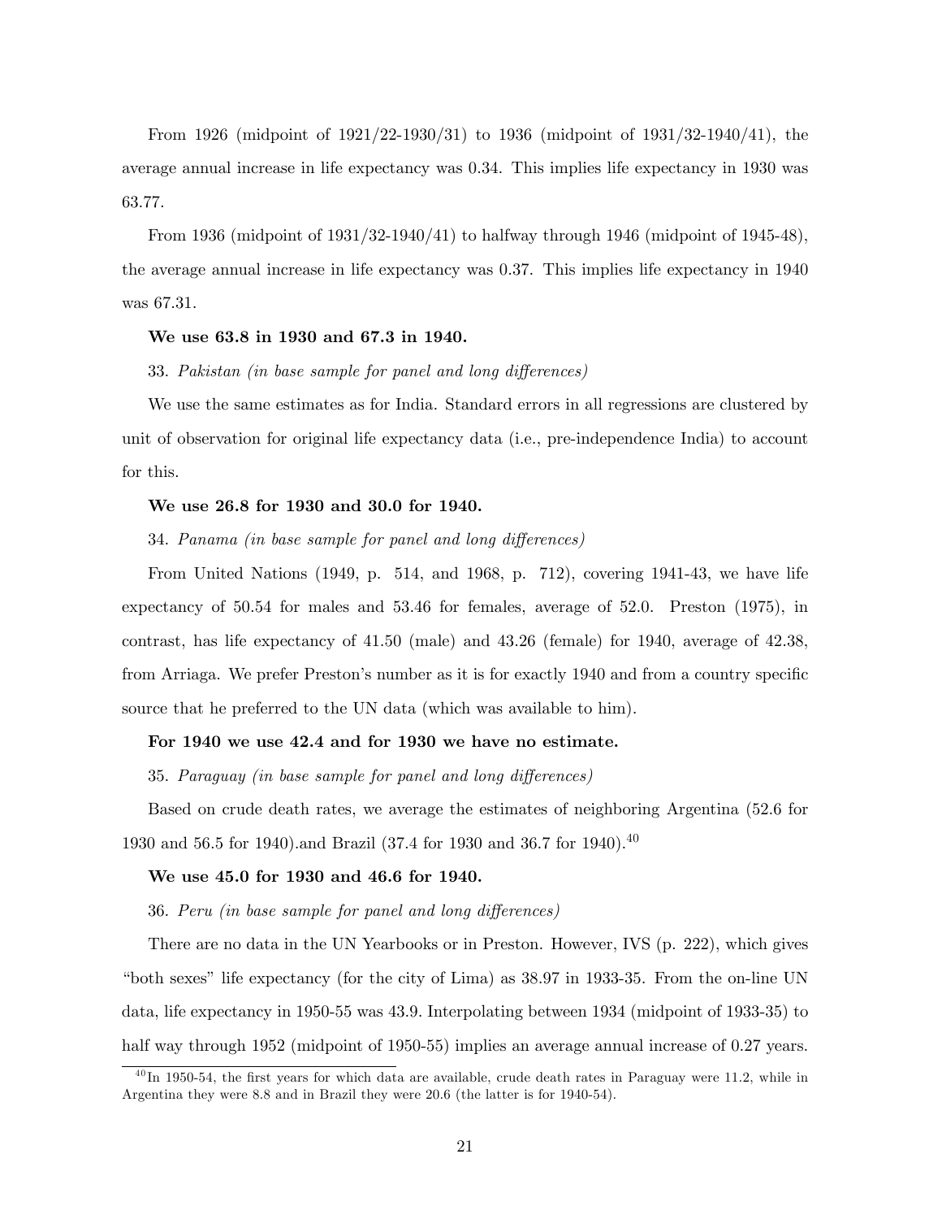From 1926 (midpoint of 1921/22-1930/31) to 1936 (midpoint of 1931/32-1940/41), the average annual increase in life expectancy was 0.34. This implies life expectancy in 1930 was 63.77.

From 1936 (midpoint of 1931/32-1940/41) to halfway through 1946 (midpoint of 1945-48), the average annual increase in life expectancy was 0.37. This implies life expectancy in 1940 was 67.31.

**We use 63.8 in 1930 and 67.3 in 1940.**

33. *Pakistan (in base sample for panel and long differences)*

We use the same estimates as for India. Standard errors in all regressions are clustered by unit of observation for original life expectancy data (i.e., pre-independence India) to account for this.

**We use 26.8 for 1930 and 30.0 for 1940.**

34. *Panama (in base sample for panel and long differences)*

From United Nations (1949, p. 514, and 1968, p. 712), covering 1941-43, we have life expectancy of 50.54 for males and 53.46 for females, average of 52.0. Preston (1975), in contrast, has life expectancy of 41.50 (male) and 43.26 (female) for 1940, average of 42.38, from Arriaga. We prefer Preston's number as it is for exactly 1940 and from a country specific source that he preferred to the UN data (which was available to him).

**For 1940 we use 42.4 and for 1930 we have no estimate.**

35. *Paraguay (in base sample for panel and long differences)*

Based on crude death rates, we average the estimates of neighboring Argentina (52.6 for 1930 and 56.5 for 1940).and Brazil (37.4 for 1930 and 36.7 for 1940).[40]

**We use 45.0 for 1930 and 46.6 for 1940.**

36. *Peru (in base sample for panel and long differences)*

There are no data in the UN Yearbooks or in Preston. However, IVS (p. 222), which gives "both sexes" life expectancy (for the city of Lima) as 38.97 in 1933-35. From the on-line UN data, life expectancy in 1950-55 was 43.9. Interpolating between 1934 (midpoint of 1933-35) to half way through 1952 (midpoint of 1950-55) implies an average annual increase of 0.27 years.

[40] In 1950-54, the first years for which data are available, crude death rates in Paraguay were 11.2, while in Argentina they were 8.8 and in Brazil they were 20.6 (the latter is for 1940-54).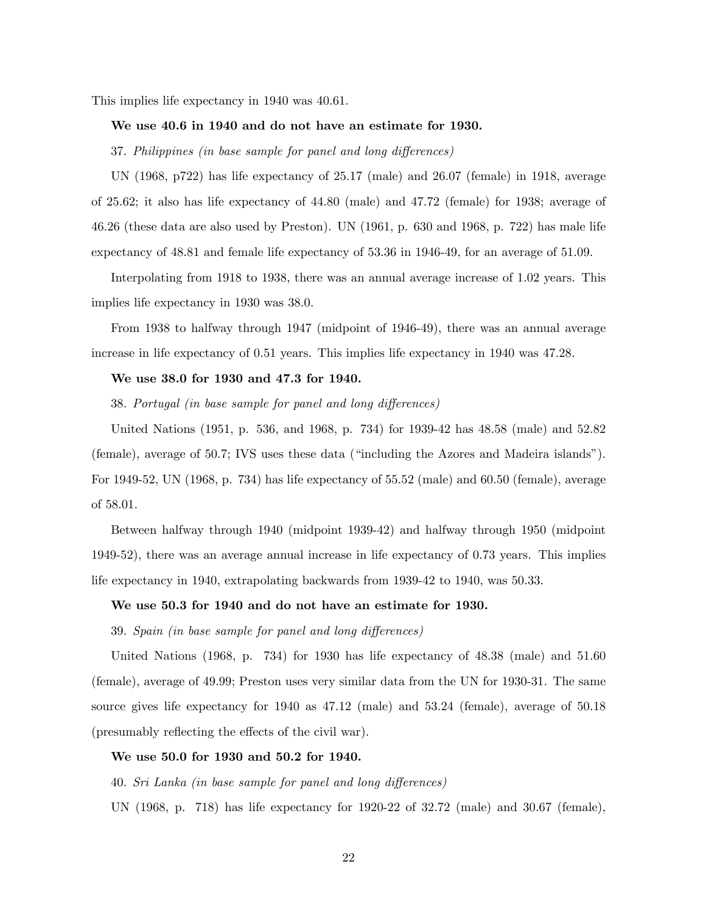This implies life expectancy in 1940 was 40.61.

**We use 40.6 in 1940 and do not have an estimate for 1930.**

37. *Philippines (in base sample for panel and long differences)*

UN (1968, p722) has life expectancy of 25.17 (male) and 26.07 (female) in 1918, average of 25.62; it also has life expectancy of 44.80 (male) and 47.72 (female) for 1938; average of 46.26 (these data are also used by Preston). UN (1961, p. 630 and 1968, p. 722) has male life expectancy of 48.81 and female life expectancy of 53.36 in 1946-49, for an average of 51.09.

Interpolating from 1918 to 1938, there was an annual average increase of 1.02 years. This implies life expectancy in 1930 was 38.0.

From 1938 to halfway through 1947 (midpoint of 1946-49), there was an annual average increase in life expectancy of 0.51 years. This implies life expectancy in 1940 was 47.28.

**We use 38.0 for 1930 and 47.3 for 1940.**

38. *Portugal (in base sample for panel and long differences)*

United Nations (1951, p. 536, and 1968, p. 734) for 1939-42 has 48.58 (male) and 52.82 (female), average of 50.7; IVS uses these data ("including the Azores and Madeira islands"). For 1949-52, UN (1968, p. 734) has life expectancy of 55.52 (male) and 60.50 (female), average of 58.01.

Between halfway through 1940 (midpoint 1939-42) and halfway through 1950 (midpoint 1949-52), there was an average annual increase in life expectancy of 0.73 years. This implies life expectancy in 1940, extrapolating backwards from 1939-42 to 1940, was 50.33.

**We use 50.3 for 1940 and do not have an estimate for 1930.**

39. *Spain (in base sample for panel and long differences)*

United Nations (1968, p. 734) for 1930 has life expectancy of 48.38 (male) and 51.60 (female), average of 49.99; Preston uses very similar data from the UN for 1930-31. The same source gives life expectancy for 1940 as 47.12 (male) and 53.24 (female), average of 50.18 (presumably reflecting the effects of the civil war).

**We use 50.0 for 1930 and 50.2 for 1940.**

40. *Sri Lanka (in base sample for panel and long differences)*

UN (1968, p. 718) has life expectancy for 1920-22 of 32.72 (male) and 30.67 (female),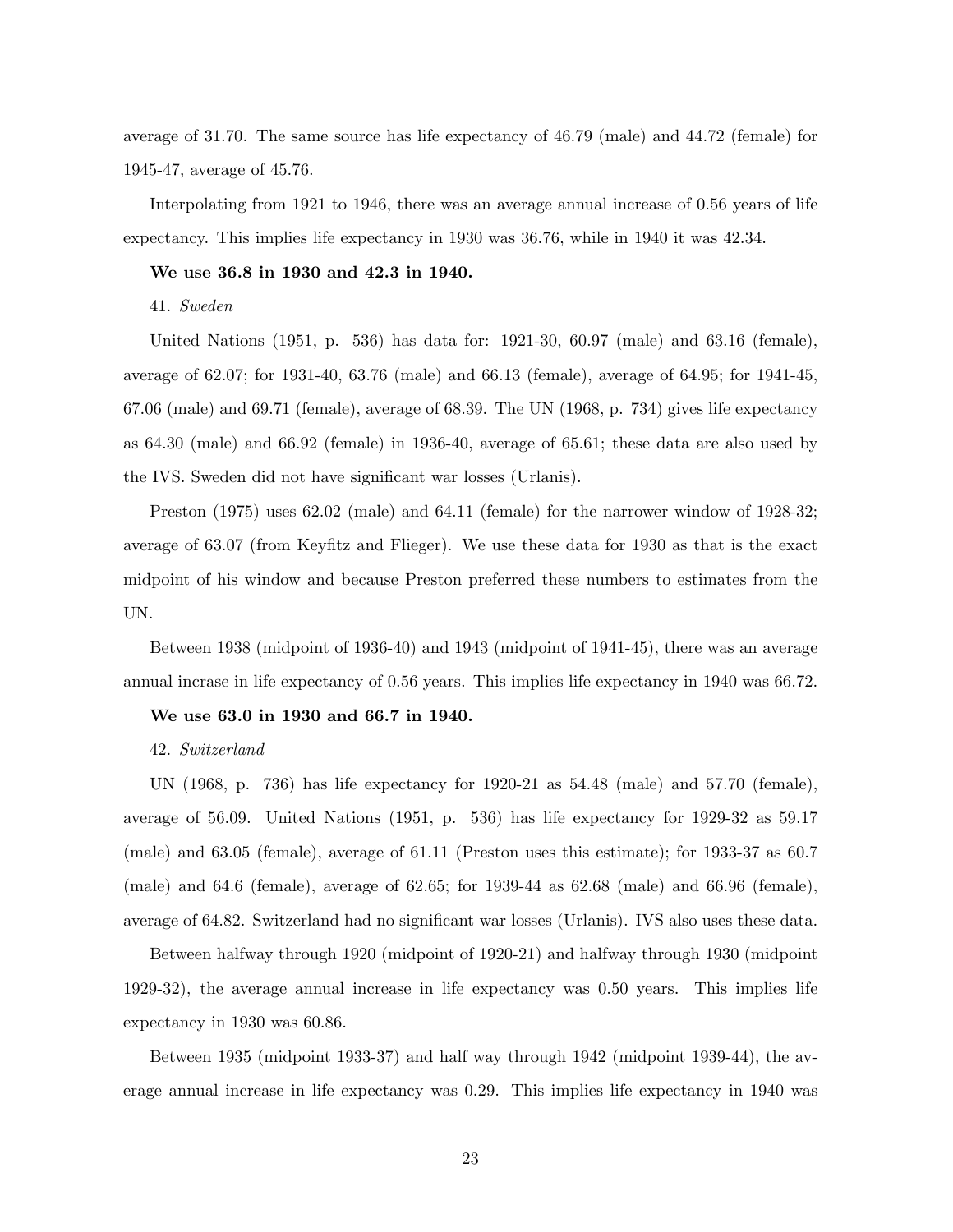average of 31.70. The same source has life expectancy of 46.79 (male) and 44.72 (female) for 1945-47, average of 45.76.

Interpolating from 1921 to 1946, there was an average annual increase of 0.56 years of life expectancy. This implies life expectancy in 1930 was 36.76, while in 1940 it was 42.34.

**We use 36.8 in 1930 and 42.3 in 1940.**

41. *Sweden*

United Nations (1951, p. 536) has data for: 1921-30, 60.97 (male) and 63.16 (female), average of 62.07; for 1931-40, 63.76 (male) and 66.13 (female), average of 64.95; for 1941-45, 67.06 (male) and 69.71 (female), average of 68.39. The UN (1968, p. 734) gives life expectancy as 64.30 (male) and 66.92 (female) in 1936-40, average of 65.61; these data are also used by the IVS. Sweden did not have significant war losses (Urlanis).

Preston (1975) uses 62.02 (male) and 64.11 (female) for the narrower window of 1928-32; average of 63.07 (from Keyfitz and Flieger). We use these data for 1930 as that is the exact midpoint of his window and because Preston preferred these numbers to estimates from the UN.

Between 1938 (midpoint of 1936-40) and 1943 (midpoint of 1941-45), there was an average annual incrase in life expectancy of 0.56 years. This implies life expectancy in 1940 was 66.72.

**We use 63.0 in 1930 and 66.7 in 1940.**

42. *Switzerland*

UN (1968, p. 736) has life expectancy for 1920-21 as 54.48 (male) and 57.70 (female), average of 56.09. United Nations (1951, p. 536) has life expectancy for 1929-32 as 59.17 (male) and 63.05 (female), average of 61.11 (Preston uses this estimate); for 1933-37 as 60.7 (male) and 64.6 (female), average of 62.65; for 1939-44 as 62.68 (male) and 66.96 (female), average of 64.82. Switzerland had no significant war losses (Urlanis). IVS also uses these data.

Between halfway through 1920 (midpoint of 1920-21) and halfway through 1930 (midpoint 1929-32), the average annual increase in life expectancy was 0.50 years. This implies life expectancy in 1930 was 60.86.

Between 1935 (midpoint 1933-37) and half way through 1942 (midpoint 1939-44), the average annual increase in life expectancy was 0.29. This implies life expectancy in 1940 was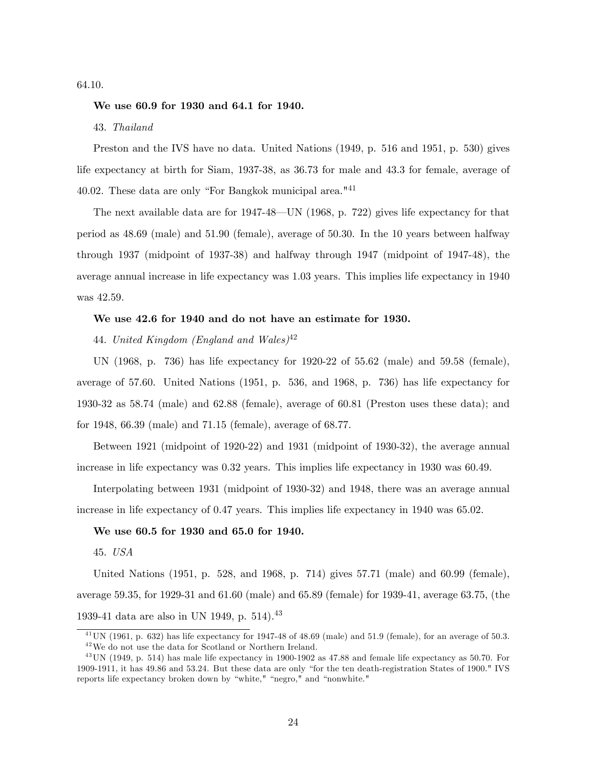64.10.

**We use 60.9 for 1930 and 64.1 for 1940.**

43. *Thailand*

Preston and the IVS have no data. United Nations (1949, p. 516 and 1951, p. 530) gives life expectancy at birth for Siam, 1937-38, as 36.73 for male and 43.3 for female, average of 40.02. These data are only "For Bangkok municipal area."[41]

The next available data are for 1947-48—UN (1968, p. 722) gives life expectancy for that period as 48.69 (male) and 51.90 (female), average of 50.30. In the 10 years between halfway through 1937 (midpoint of 1937-38) and halfway through 1947 (midpoint of 1947-48), the average annual increase in life expectancy was 1.03 years. This implies life expectancy in 1940 was 42.59.

**We use 42.6 for 1940 and do not have an estimate for 1930.**

44. *United Kingdom (England and Wales)*[42]

UN (1968, p. 736) has life expectancy for 1920-22 of 55.62 (male) and 59.58 (female), average of 57.60. United Nations (1951, p. 536, and 1968, p. 736) has life expectancy for 1930-32 as 58.74 (male) and 62.88 (female), average of 60.81 (Preston uses these data); and for 1948, 66.39 (male) and 71.15 (female), average of 68.77.

Between 1921 (midpoint of 1920-22) and 1931 (midpoint of 1930-32), the average annual increase in life expectancy was 0.32 years. This implies life expectancy in 1930 was 60.49.

Interpolating between 1931 (midpoint of 1930-32) and 1948, there was an average annual increase in life expectancy of 0.47 years. This implies life expectancy in 1940 was 65.02.

**We use 60.5 for 1930 and 65.0 for 1940.**

45. *USA*

United Nations (1951, p. 528, and 1968, p. 714) gives 57.71 (male) and 60.99 (female), average 59.35, for 1929-31 and 61.60 (male) and 65.89 (female) for 1939-41, average 63.75, (the 1939-41 data are also in UN 1949, p. 514).[43]

---

[41] UN (1961, p. 632) has life expectancy for 1947-48 of 48.69 (male) and 51.9 (female), for an average of 50.3.

[42] We do not use the data for Scotland or Northern Ireland.

[43] UN (1949, p. 514) has male life expectancy in 1900-1902 as 47.88 and female life expectancy as 50.70. For 1909-1911, it has 49.86 and 53.24. But these data are only "for the ten death-registration States of 1900." IVS reports life expectancy broken down by "white," "negro," and "nonwhite."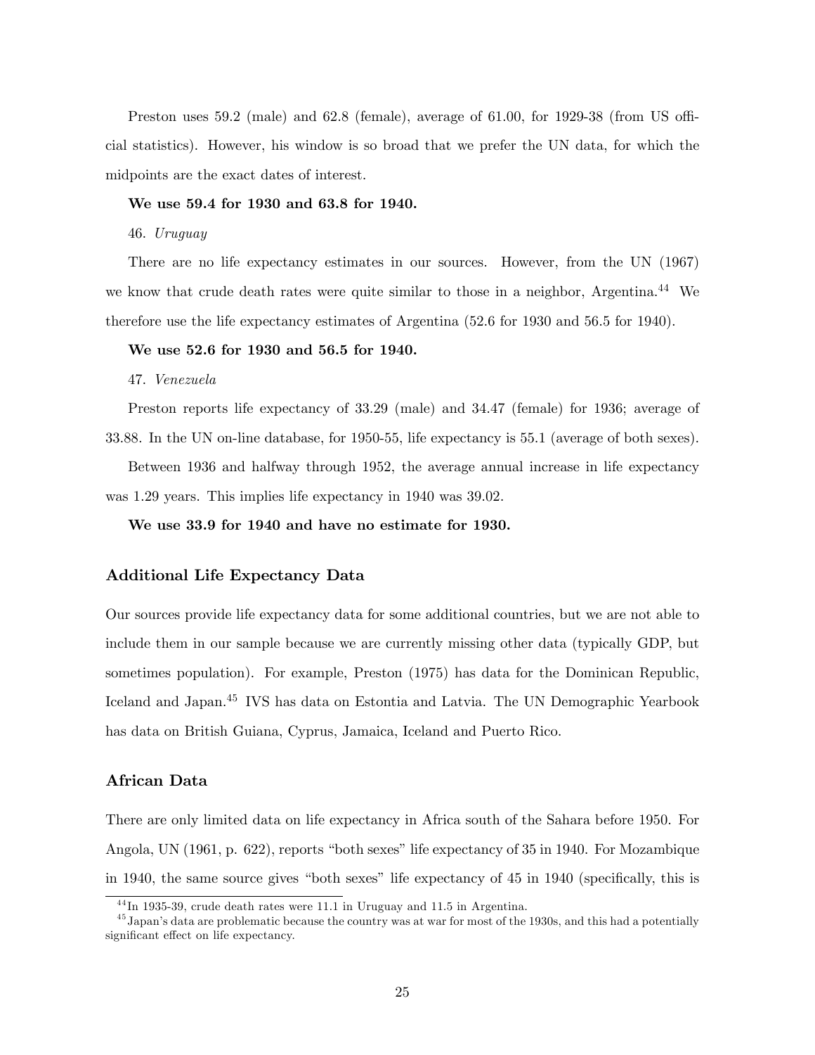Preston uses 59.2 (male) and 62.8 (female), average of 61.00, for 1929-38 (from US official statistics). However, his window is so broad that we prefer the UN data, for which the midpoints are the exact dates of interest.

**We use 59.4 for 1930 and 63.8 for 1940.**

46. *Uruguay*

There are no life expectancy estimates in our sources. However, from the UN (1967) we know that crude death rates were quite similar to those in a neighbor, Argentina.[44] We therefore use the life expectancy estimates of Argentina (52.6 for 1930 and 56.5 for 1940).

**We use 52.6 for 1930 and 56.5 for 1940.**

47. *Venezuela*

Preston reports life expectancy of 33.29 (male) and 34.47 (female) for 1936; average of 33.88. In the UN on-line database, for 1950-55, life expectancy is 55.1 (average of both sexes).

Between 1936 and halfway through 1952, the average annual increase in life expectancy was 1.29 years. This implies life expectancy in 1940 was 39.02.

**We use 33.9 for 1940 and have no estimate for 1930.**

### Additional Life Expectancy Data

Our sources provide life expectancy data for some additional countries, but we are not able to include them in our sample because we are currently missing other data (typically GDP, but sometimes population). For example, Preston (1975) has data for the Dominican Republic, Iceland and Japan.[45] IVS has data on Estontia and Latvia. The UN Demographic Yearbook has data on British Guiana, Cyprus, Jamaica, Iceland and Puerto Rico.

### African Data

There are only limited data on life expectancy in Africa south of the Sahara before 1950. For Angola, UN (1961, p. 622), reports "both sexes" life expectancy of 35 in 1940. For Mozambique in 1940, the same source gives "both sexes" life expectancy of 45 in 1940 (specifically, this is

[44] In 1935-39, crude death rates were 11.1 in Uruguay and 11.5 in Argentina.

[45] Japan's data are problematic because the country was at war for most of the 1930s, and this had a potentially significant effect on life expectancy.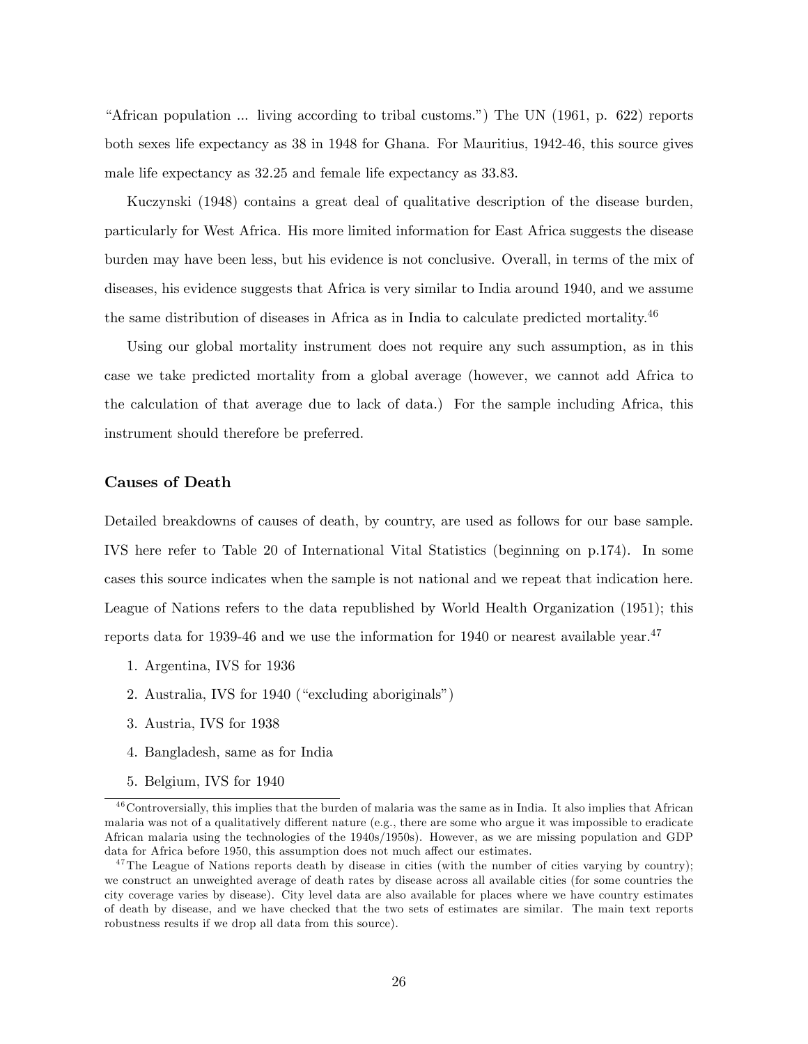"African population ... living according to tribal customs.") The UN (1961, p. 622) reports both sexes life expectancy as 38 in 1948 for Ghana. For Mauritius, 1942-46, this source gives male life expectancy as 32.25 and female life expectancy as 33.83.

Kuczynski (1948) contains a great deal of qualitative description of the disease burden, particularly for West Africa. His more limited information for East Africa suggests the disease burden may have been less, but his evidence is not conclusive. Overall, in terms of the mix of diseases, his evidence suggests that Africa is very similar to India around 1940, and we assume the same distribution of diseases in Africa as in India to calculate predicted mortality.[46]

Using our global mortality instrument does not require any such assumption, as in this case we take predicted mortality from a global average (however, we cannot add Africa to the calculation of that average due to lack of data.) For the sample including Africa, this instrument should therefore be preferred.

### Causes of Death

Detailed breakdowns of causes of death, by country, are used as follows for our base sample. IVS here refer to Table 20 of International Vital Statistics (beginning on p.174). In some cases this source indicates when the sample is not national and we repeat that indication here. League of Nations refers to the data republished by World Health Organization (1951); this reports data for 1939-46 and we use the information for 1940 or nearest available year.[47]

1. Argentina, IVS for 1936
2. Australia, IVS for 1940 ("excluding aboriginals")
3. Austria, IVS for 1938
4. Bangladesh, same as for India
5. Belgium, IVS for 1940

[46] Controversially, this implies that the burden of malaria was the same as in India. It also implies that African malaria was not of a qualitatively different nature (e.g., there are some who argue it was impossible to eradicate African malaria using the technologies of the 1940s/1950s). However, as we are missing population and GDP data for Africa before 1950, this assumption does not much affect our estimates.

[47] The League of Nations reports death by disease in cities (with the number of cities varying by country); we construct an unweighted average of death rates by disease across all available cities (for some countries the city coverage varies by disease). City level data are also available for places where we have country estimates of death by disease, and we have checked that the two sets of estimates are similar. The main text reports robustness results if we drop all data from this source).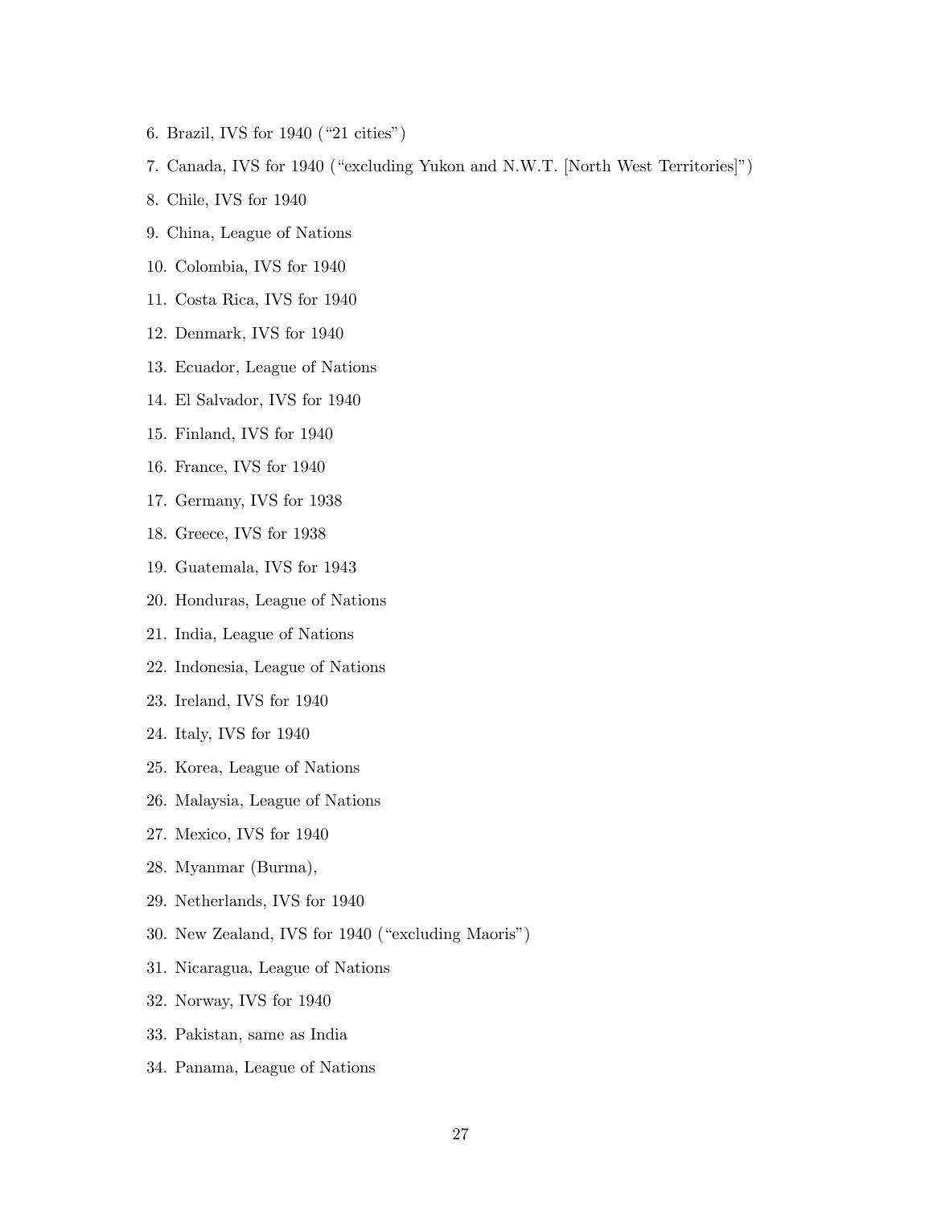6. Brazil, IVS for 1940 ("21 cities")
7. Canada, IVS for 1940 ("excluding Yukon and N.W.T. [North West Territories]")
8. Chile, IVS for 1940
9. China, League of Nations
10. Colombia, IVS for 1940
11. Costa Rica, IVS for 1940
12. Denmark, IVS for 1940
13. Ecuador, League of Nations
14. El Salvador, IVS for 1940
15. Finland, IVS for 1940
16. France, IVS for 1940
17. Germany, IVS for 1938
18. Greece, IVS for 1938
19. Guatemala, IVS for 1943
20. Honduras, League of Nations
21. India, League of Nations
22. Indonesia, League of Nations
23. Ireland, IVS for 1940
24. Italy, IVS for 1940
25. Korea, League of Nations
26. Malaysia, League of Nations
27. Mexico, IVS for 1940
28. Myanmar (Burma),
29. Netherlands, IVS for 1940
30. New Zealand, IVS for 1940 ("excluding Maoris")
31. Nicaragua, League of Nations
32. Norway, IVS for 1940
33. Pakistan, same as India
34. Panama, League of Nations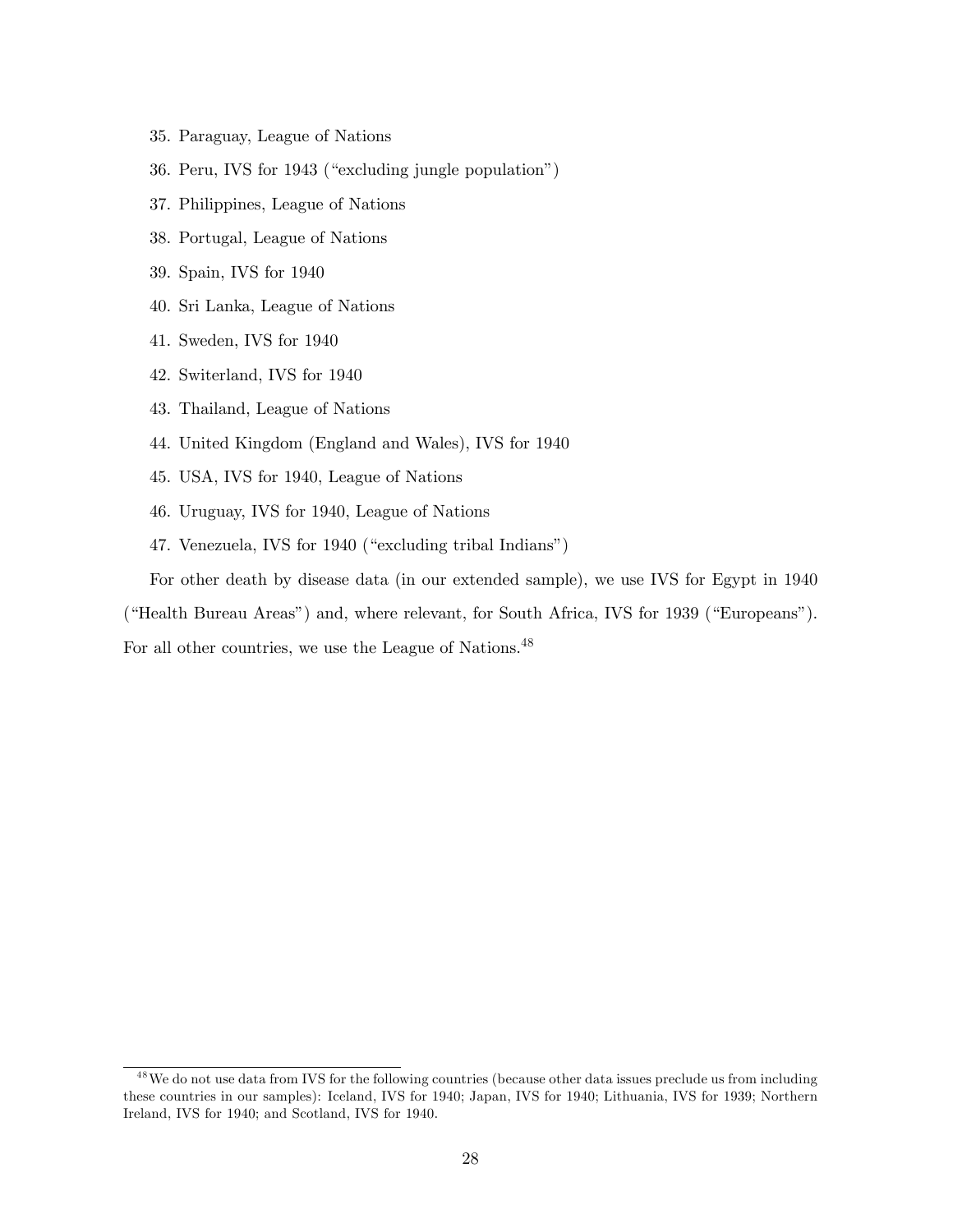35. Paraguay, League of Nations
36. Peru, IVS for 1943 ("excluding jungle population")
37. Philippines, League of Nations
38. Portugal, League of Nations
39. Spain, IVS for 1940
40. Sri Lanka, League of Nations
41. Sweden, IVS for 1940
42. Switerland, IVS for 1940
43. Thailand, League of Nations
44. United Kingdom (England and Wales), IVS for 1940
45. USA, IVS for 1940, League of Nations
46. Uruguay, IVS for 1940, League of Nations
47. Venezuela, IVS for 1940 ("excluding tribal Indians")

For other death by disease data (in our extended sample), we use IVS for Egypt in 1940 ("Health Bureau Areas") and, where relevant, for South Africa, IVS for 1939 ("Europeans"). For all other countries, we use the League of Nations.[48]

[48] We do not use data from IVS for the following countries (because other data issues preclude us from including these countries in our samples): Iceland, IVS for 1940; Japan, IVS for 1940; Lithuania, IVS for 1939; Northern Ireland, IVS for 1940; and Scotland, IVS for 1940.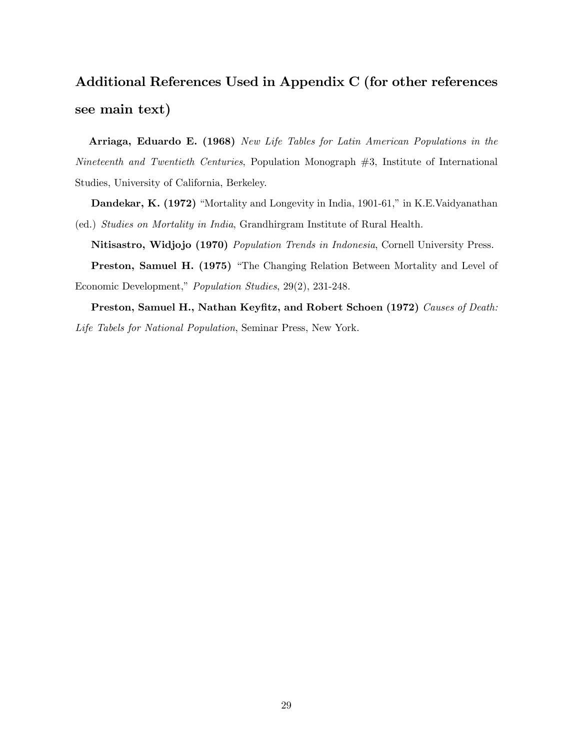## Additional References Used in Appendix C (for other references see main text)

**Arriaga, Eduardo E. (1968)** *New Life Tables for Latin American Populations in the Nineteenth and Twentieth Centuries*, Population Monograph #3, Institute of International Studies, University of California, Berkeley.

**Dandekar, K. (1972)** "Mortality and Longevity in India, 1901-61," in K.E.Vaidyanathan (ed.) *Studies on Mortality in India*, Grandhirgram Institute of Rural Health.

**Nitisastro, Widjojo (1970)** *Population Trends in Indonesia*, Cornell University Press.

**Preston, Samuel H. (1975)** "The Changing Relation Between Mortality and Level of Economic Development," *Population Studies*, 29(2), 231-248.

**Preston, Samuel H., Nathan Keyfitz, and Robert Schoen (1972)** *Causes of Death: Life Tabels for National Population*, Seminar Press, New York.